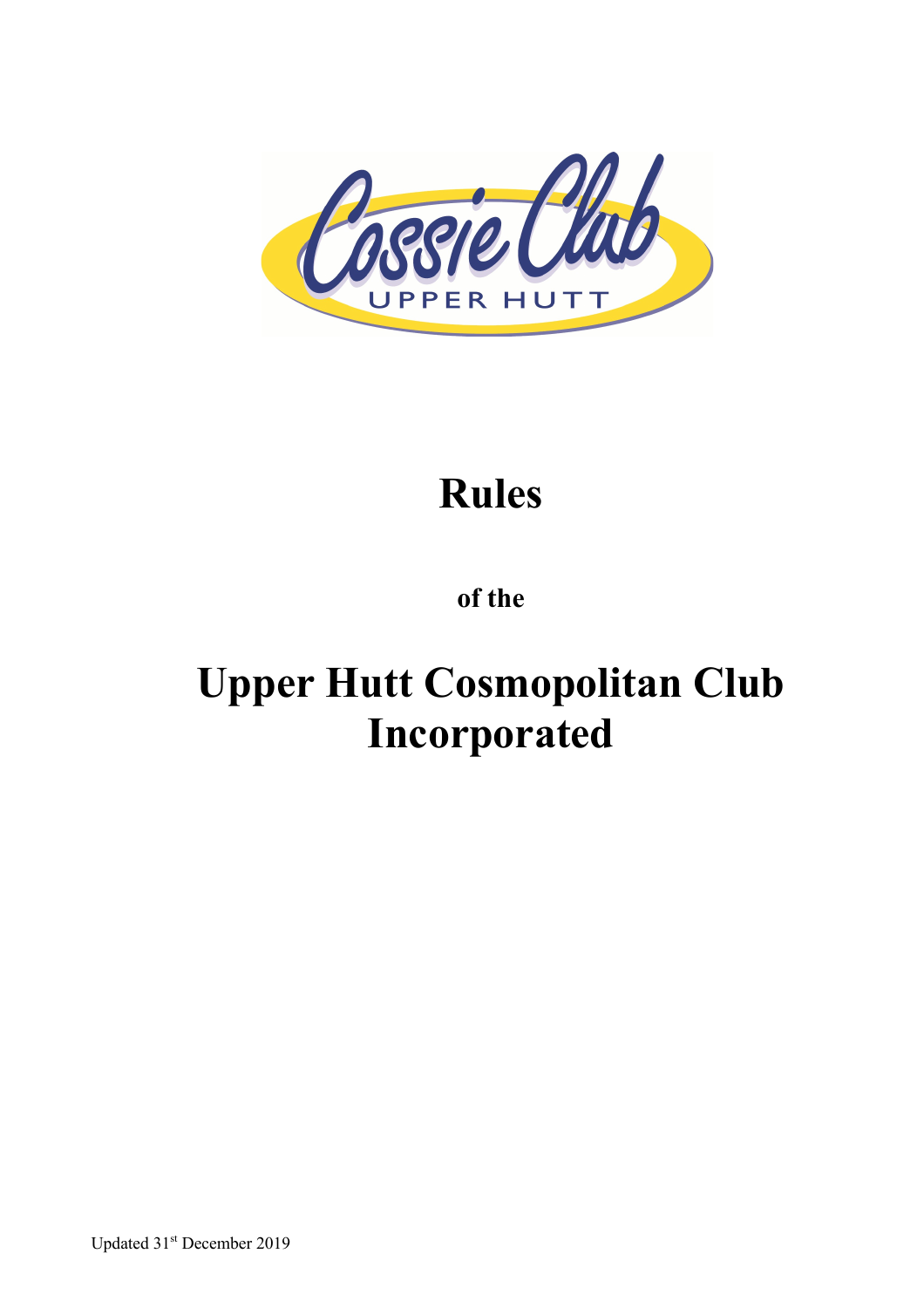# Rules

**of the**

# Upper Hutt Cosmopolitan Club Incorporated

Updated 31st December 2019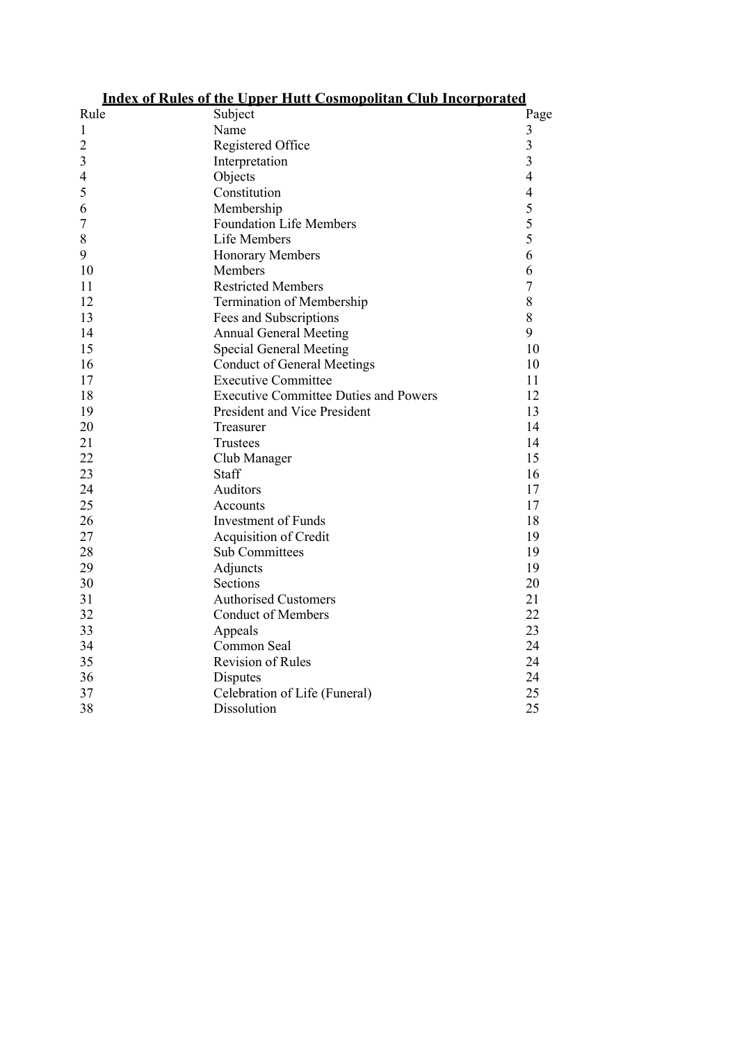# Index of Rules of the Upper Hutt Cosmopolitan Club Incorporated

| Rule | Subject | Page |
|---|---|---|
| 1 | Name | 3 |
| 2 | Registered Office | 3 |
| 3 | Interpretation | 3 |
| 4 | Objects | 4 |
| 5 | Constitution | 4 |
| 6 | Membership | 5 |
| 7 | Foundation Life Members | 5 |
| 8 | Life Members | 5 |
| 9 | Honorary Members | 6 |
| 10 | Members | 6 |
| 11 | Restricted Members | 7 |
| 12 | Termination of Membership | 8 |
| 13 | Fees and Subscriptions | 8 |
| 14 | Annual General Meeting | 9 |
| 15 | Special General Meeting | 10 |
| 16 | Conduct of General Meetings | 10 |
| 17 | Executive Committee | 11 |
| 18 | Executive Committee Duties and Powers | 12 |
| 19 | President and Vice President | 13 |
| 20 | Treasurer | 14 |
| 21 | Trustees | 14 |
| 22 | Club Manager | 15 |
| 23 | Staff | 16 |
| 24 | Auditors | 17 |
| 25 | Accounts | 17 |
| 26 | Investment of Funds | 18 |
| 27 | Acquisition of Credit | 19 |
| 28 | Sub Committees | 19 |
| 29 | Adjuncts | 19 |
| 30 | Sections | 20 |
| 31 | Authorised Customers | 21 |
| 32 | Conduct of Members | 22 |
| 33 | Appeals | 23 |
| 34 | Common Seal | 24 |
| 35 | Revision of Rules | 24 |
| 36 | Disputes | 24 |
| 37 | Celebration of Life (Funeral) | 25 |
| 38 | Dissolution | 25 |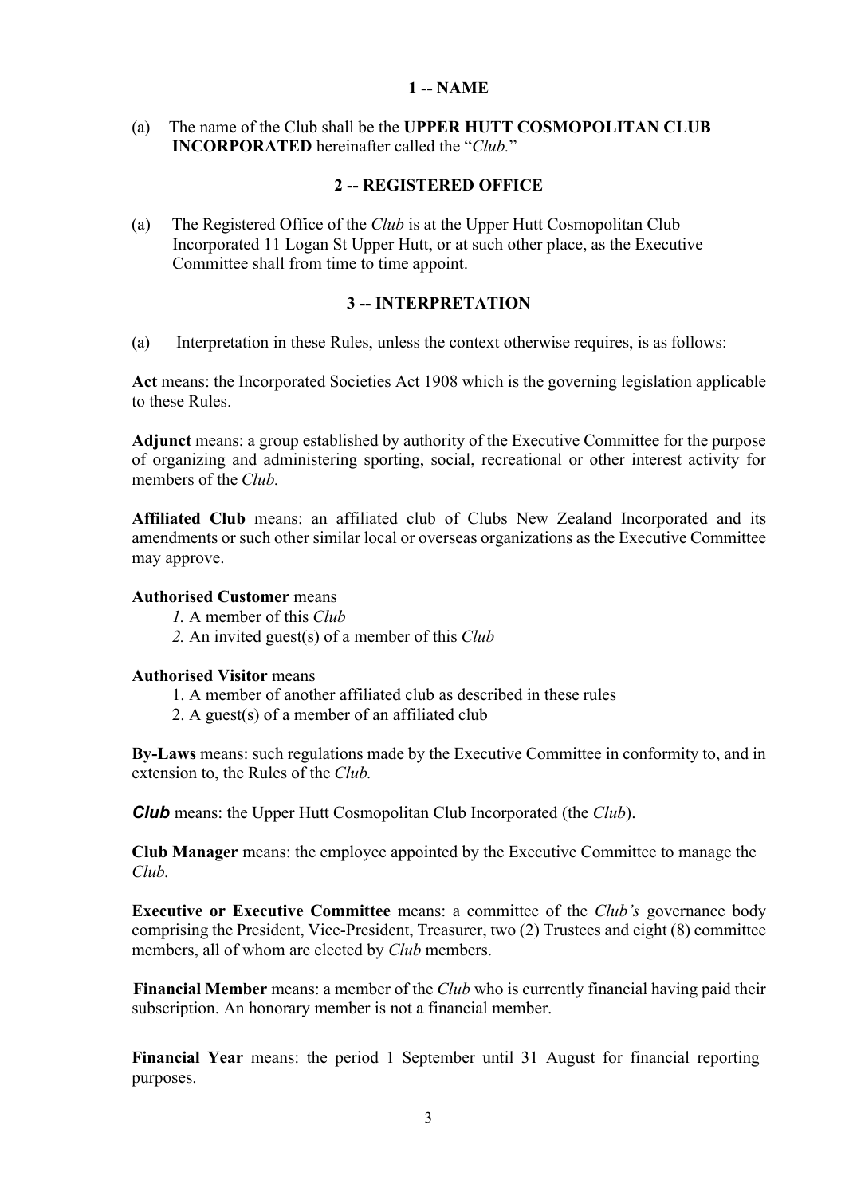## 1 -- NAME

(a) The name of the Club shall be the **UPPER HUTT COSMOPOLITAN CLUB INCORPORATED** hereinafter called the "*Club.*"

## 2 -- REGISTERED OFFICE

(a) The Registered Office of the *Club* is at the Upper Hutt Cosmopolitan Club Incorporated 11 Logan St Upper Hutt, or at such other place, as the Executive Committee shall from time to time appoint.

## 3 -- INTERPRETATION

(a) Interpretation in these Rules, unless the context otherwise requires, is as follows:

**Act** means: the Incorporated Societies Act 1908 which is the governing legislation applicable to these Rules.

**Adjunct** means: a group established by authority of the Executive Committee for the purpose of organizing and administering sporting, social, recreational or other interest activity for members of the *Club.*

**Affiliated Club** means: an affiliated club of Clubs New Zealand Incorporated and its amendments or such other similar local or overseas organizations as the Executive Committee may approve.

**Authorised Customer** means

*1.* A member of this *Club*
*2.* An invited guest(s) of a member of this *Club*

**Authorised Visitor** means

1. A member of another affiliated club as described in these rules
2. A guest(s) of a member of an affiliated club

**By-Laws** means: such regulations made by the Executive Committee in conformity to, and in extension to, the Rules of the *Club.*

***Club*** means: the Upper Hutt Cosmopolitan Club Incorporated (the *Club*).

**Club Manager** means: the employee appointed by the Executive Committee to manage the *Club.*

**Executive or Executive Committee** means: a committee of the *Club's* governance body comprising the President, Vice-President, Treasurer, two (2) Trustees and eight (8) committee members, all of whom are elected by *Club* members.

**Financial Member** means: a member of the *Club* who is currently financial having paid their subscription. An honorary member is not a financial member.

**Financial Year** means: the period 1 September until 31 August for financial reporting purposes.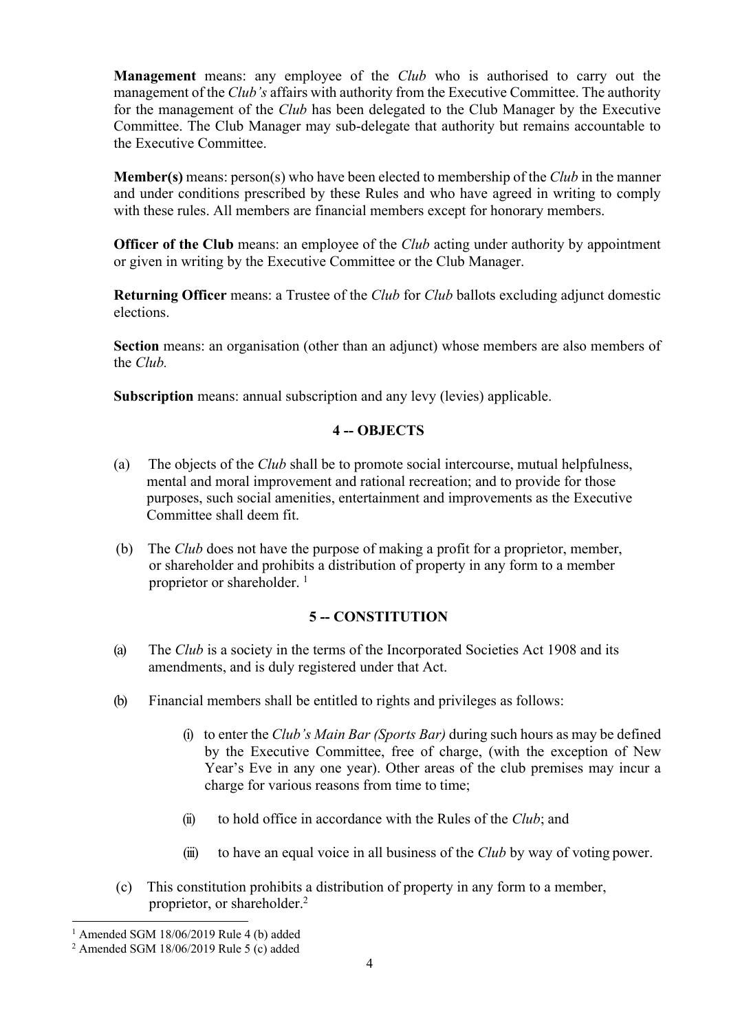**Management** means: any employee of the *Club* who is authorised to carry out the management of the *Club's* affairs with authority from the Executive Committee. The authority for the management of the *Club* has been delegated to the Club Manager by the Executive Committee. The Club Manager may sub-delegate that authority but remains accountable to the Executive Committee.

**Member(s)** means: person(s) who have been elected to membership of the *Club* in the manner and under conditions prescribed by these Rules and who have agreed in writing to comply with these rules. All members are financial members except for honorary members.

**Officer of the Club** means: an employee of the *Club* acting under authority by appointment or given in writing by the Executive Committee or the Club Manager.

**Returning Officer** means: a Trustee of the *Club* for *Club* ballots excluding adjunct domestic elections.

**Section** means: an organisation (other than an adjunct) whose members are also members of the *Club.*

**Subscription** means: annual subscription and any levy (levies) applicable.

## 4 -- OBJECTS

(a) The objects of the *Club* shall be to promote social intercourse, mutual helpfulness, mental and moral improvement and rational recreation; and to provide for those purposes, such social amenities, entertainment and improvements as the Executive Committee shall deem fit.

(b) The *Club* does not have the purpose of making a profit for a proprietor, member, or shareholder and prohibits a distribution of property in any form to a member proprietor or shareholder. [1]

## 5 -- CONSTITUTION

(a) The *Club* is a society in the terms of the Incorporated Societies Act 1908 and its amendments, and is duly registered under that Act.

(b) Financial members shall be entitled to rights and privileges as follows:

- (i) to enter the *Club's Main Bar (Sports Bar)* during such hours as may be defined by the Executive Committee, free of charge, (with the exception of New Year's Eve in any one year). Other areas of the club premises may incur a charge for various reasons from time to time;
- (ii) to hold office in accordance with the Rules of the *Club*; and
- (iii) to have an equal voice in all business of the *Club* by way of voting power.

(c) This constitution prohibits a distribution of property in any form to a member, proprietor, or shareholder.[2]

---

[1] Amended SGM 18/06/2019 Rule 4 (b) added

[2] Amended SGM 18/06/2019 Rule 5 (c) added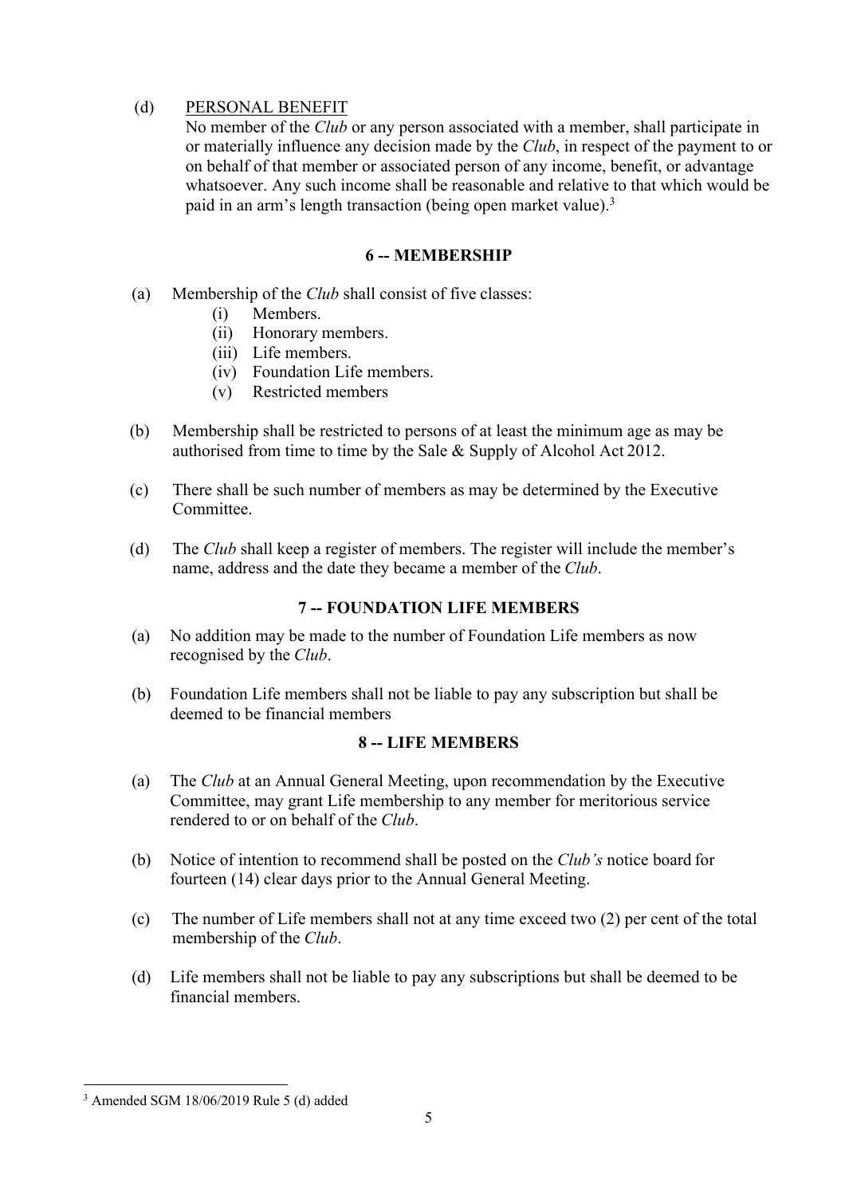(d) PERSONAL BENEFIT

No member of the *Club* or any person associated with a member, shall participate in or materially influence any decision made by the *Club*, in respect of the payment to or on behalf of that member or associated person of any income, benefit, or advantage whatsoever. Any such income shall be reasonable and relative to that which would be paid in an arm's length transaction (being open market value).[3]

## 6 -- MEMBERSHIP

(a) Membership of the *Club* shall consist of five classes:

  (i) Members.
  (ii) Honorary members.
  (iii) Life members.
  (iv) Foundation Life members.
  (v) Restricted members

(b) Membership shall be restricted to persons of at least the minimum age as may be authorised from time to time by the Sale & Supply of Alcohol Act 2012.

(c) There shall be such number of members as may be determined by the Executive Committee.

(d) The *Club* shall keep a register of members. The register will include the member's name, address and the date they became a member of the *Club*.

## 7 -- FOUNDATION LIFE MEMBERS

(a) No addition may be made to the number of Foundation Life members as now recognised by the *Club*.

(b) Foundation Life members shall not be liable to pay any subscription but shall be deemed to be financial members

## 8 -- LIFE MEMBERS

(a) The *Club* at an Annual General Meeting, upon recommendation by the Executive Committee, may grant Life membership to any member for meritorious service rendered to or on behalf of the *Club*.

(b) Notice of intention to recommend shall be posted on the *Club's* notice board for fourteen (14) clear days prior to the Annual General Meeting.

(c) The number of Life members shall not at any time exceed two (2) per cent of the total membership of the *Club*.

(d) Life members shall not be liable to pay any subscriptions but shall be deemed to be financial members.

---

[3] Amended SGM 18/06/2019 Rule 5 (d) added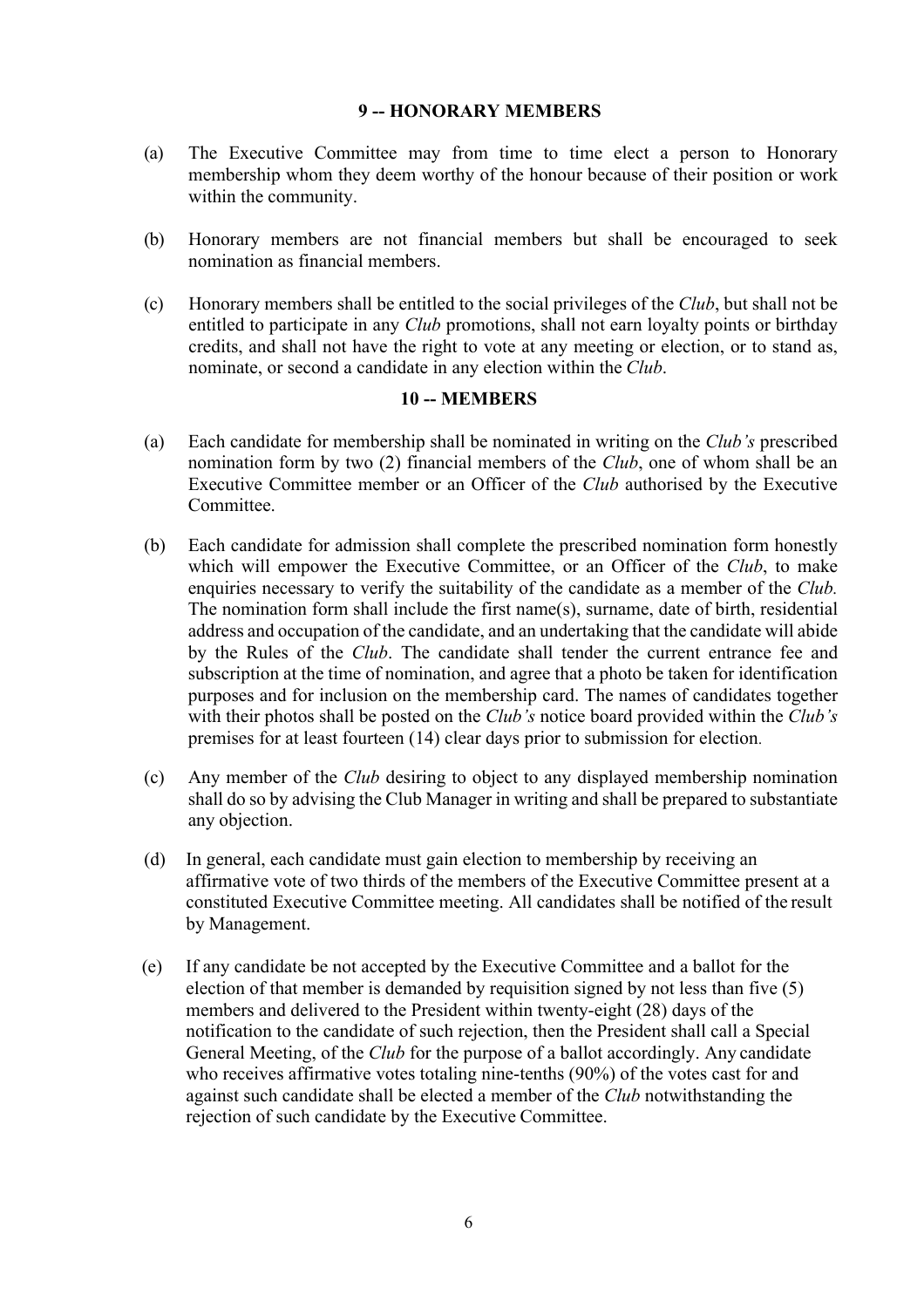## 9 -- HONORARY MEMBERS

(a) The Executive Committee may from time to time elect a person to Honorary membership whom they deem worthy of the honour because of their position or work within the community.

(b) Honorary members are not financial members but shall be encouraged to seek nomination as financial members.

(c) Honorary members shall be entitled to the social privileges of the *Club*, but shall not be entitled to participate in any *Club* promotions, shall not earn loyalty points or birthday credits, and shall not have the right to vote at any meeting or election, or to stand as, nominate, or second a candidate in any election within the *Club*.

## 10 -- MEMBERS

(a) Each candidate for membership shall be nominated in writing on the *Club's* prescribed nomination form by two (2) financial members of the *Club*, one of whom shall be an Executive Committee member or an Officer of the *Club* authorised by the Executive Committee.

(b) Each candidate for admission shall complete the prescribed nomination form honestly which will empower the Executive Committee, or an Officer of the *Club*, to make enquiries necessary to verify the suitability of the candidate as a member of the *Club.* The nomination form shall include the first name(s), surname, date of birth, residential address and occupation of the candidate, and an undertaking that the candidate will abide by the Rules of the *Club*. The candidate shall tender the current entrance fee and subscription at the time of nomination, and agree that a photo be taken for identification purposes and for inclusion on the membership card. The names of candidates together with their photos shall be posted on the *Club's* notice board provided within the *Club's* premises for at least fourteen (14) clear days prior to submission for election.

(c) Any member of the *Club* desiring to object to any displayed membership nomination shall do so by advising the Club Manager in writing and shall be prepared to substantiate any objection.

(d) In general, each candidate must gain election to membership by receiving an affirmative vote of two thirds of the members of the Executive Committee present at a constituted Executive Committee meeting. All candidates shall be notified of the result by Management.

(e) If any candidate be not accepted by the Executive Committee and a ballot for the election of that member is demanded by requisition signed by not less than five (5) members and delivered to the President within twenty-eight (28) days of the notification to the candidate of such rejection, then the President shall call a Special General Meeting, of the *Club* for the purpose of a ballot accordingly. Any candidate who receives affirmative votes totaling nine-tenths (90%) of the votes cast for and against such candidate shall be elected a member of the *Club* notwithstanding the rejection of such candidate by the Executive Committee.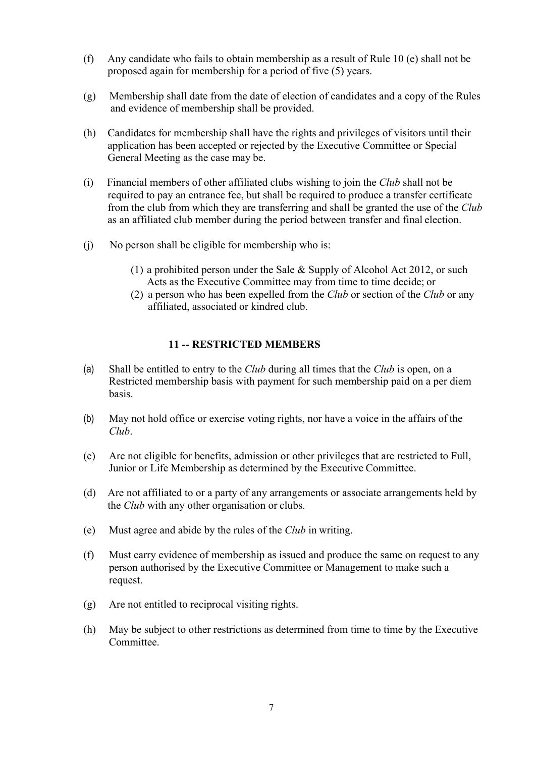(f) Any candidate who fails to obtain membership as a result of Rule 10 (e) shall not be proposed again for membership for a period of five (5) years.

(g) Membership shall date from the date of election of candidates and a copy of the Rules and evidence of membership shall be provided.

(h) Candidates for membership shall have the rights and privileges of visitors until their application has been accepted or rejected by the Executive Committee or Special General Meeting as the case may be.

(i) Financial members of other affiliated clubs wishing to join the *Club* shall not be required to pay an entrance fee, but shall be required to produce a transfer certificate from the club from which they are transferring and shall be granted the use of the *Club* as an affiliated club member during the period between transfer and final election.

(j) No person shall be eligible for membership who is:

(1) a prohibited person under the Sale & Supply of Alcohol Act 2012, or such Acts as the Executive Committee may from time to time decide; or
(2) a person who has been expelled from the *Club* or section of the *Club* or any affiliated, associated or kindred club.

## 11 -- RESTRICTED MEMBERS

(a) Shall be entitled to entry to the *Club* during all times that the *Club* is open, on a Restricted membership basis with payment for such membership paid on a per diem basis.

(b) May not hold office or exercise voting rights, nor have a voice in the affairs of the *Club*.

(c) Are not eligible for benefits, admission or other privileges that are restricted to Full, Junior or Life Membership as determined by the Executive Committee.

(d) Are not affiliated to or a party of any arrangements or associate arrangements held by the *Club* with any other organisation or clubs.

(e) Must agree and abide by the rules of the *Club* in writing.

(f) Must carry evidence of membership as issued and produce the same on request to any person authorised by the Executive Committee or Management to make such a request.

(g) Are not entitled to reciprocal visiting rights.

(h) May be subject to other restrictions as determined from time to time by the Executive Committee.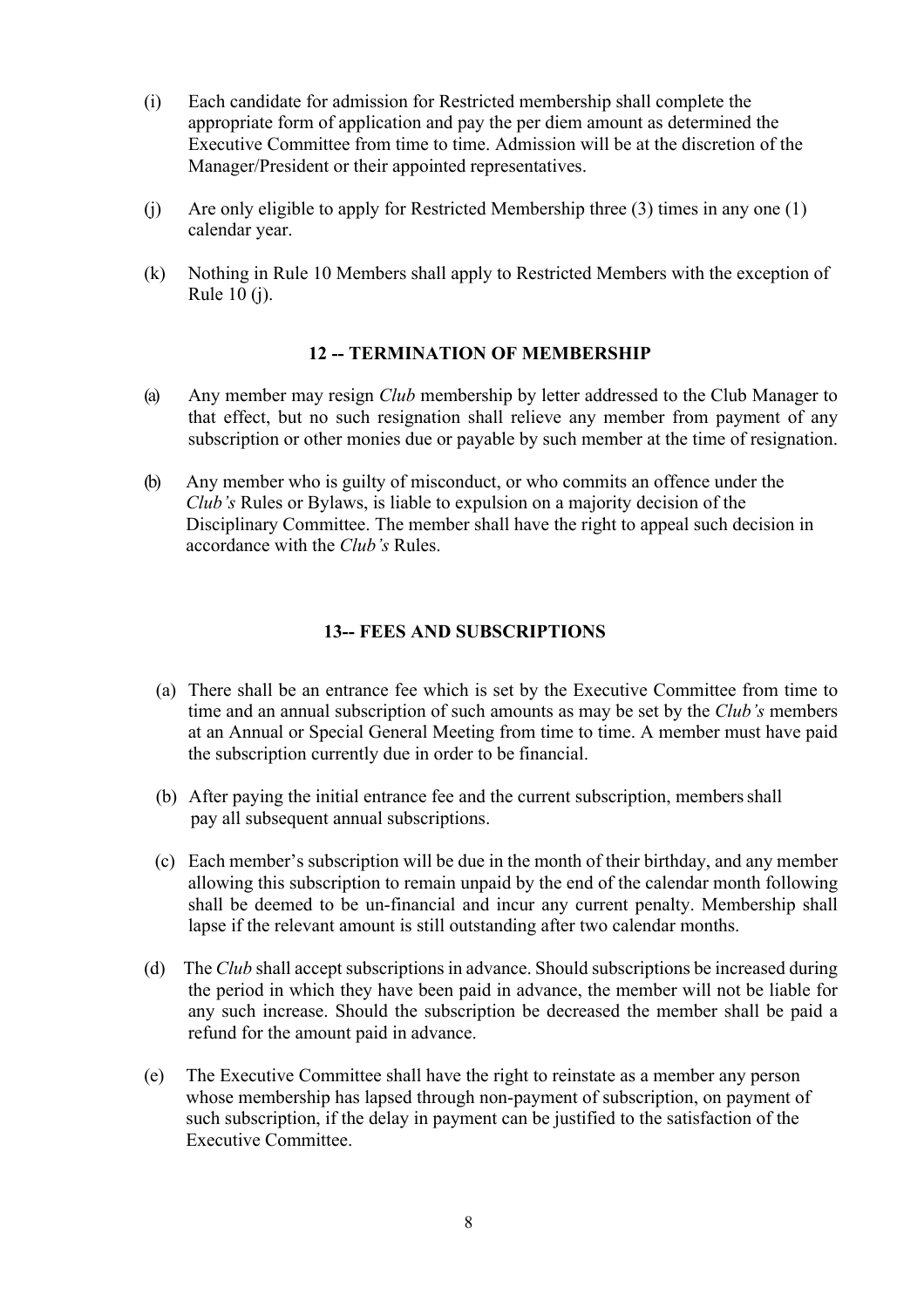(i) Each candidate for admission for Restricted membership shall complete the appropriate form of application and pay the per diem amount as determined the Executive Committee from time to time. Admission will be at the discretion of the Manager/President or their appointed representatives.

(j) Are only eligible to apply for Restricted Membership three (3) times in any one (1) calendar year.

(k) Nothing in Rule 10 Members shall apply to Restricted Members with the exception of Rule 10 (j).

## 12 -- TERMINATION OF MEMBERSHIP

(a) Any member may resign *Club* membership by letter addressed to the Club Manager to that effect, but no such resignation shall relieve any member from payment of any subscription or other monies due or payable by such member at the time of resignation.

(b) Any member who is guilty of misconduct, or who commits an offence under the *Club's* Rules or Bylaws, is liable to expulsion on a majority decision of the Disciplinary Committee. The member shall have the right to appeal such decision in accordance with the *Club's* Rules.

## 13-- FEES AND SUBSCRIPTIONS

(a) There shall be an entrance fee which is set by the Executive Committee from time to time and an annual subscription of such amounts as may be set by the *Club's* members at an Annual or Special General Meeting from time to time. A member must have paid the subscription currently due in order to be financial.

(b) After paying the initial entrance fee and the current subscription, members shall pay all subsequent annual subscriptions.

(c) Each member's subscription will be due in the month of their birthday, and any member allowing this subscription to remain unpaid by the end of the calendar month following shall be deemed to be un-financial and incur any current penalty. Membership shall lapse if the relevant amount is still outstanding after two calendar months.

(d) The *Club* shall accept subscriptions in advance. Should subscriptions be increased during the period in which they have been paid in advance, the member will not be liable for any such increase. Should the subscription be decreased the member shall be paid a refund for the amount paid in advance.

(e) The Executive Committee shall have the right to reinstate as a member any person whose membership has lapsed through non-payment of subscription, on payment of such subscription, if the delay in payment can be justified to the satisfaction of the Executive Committee.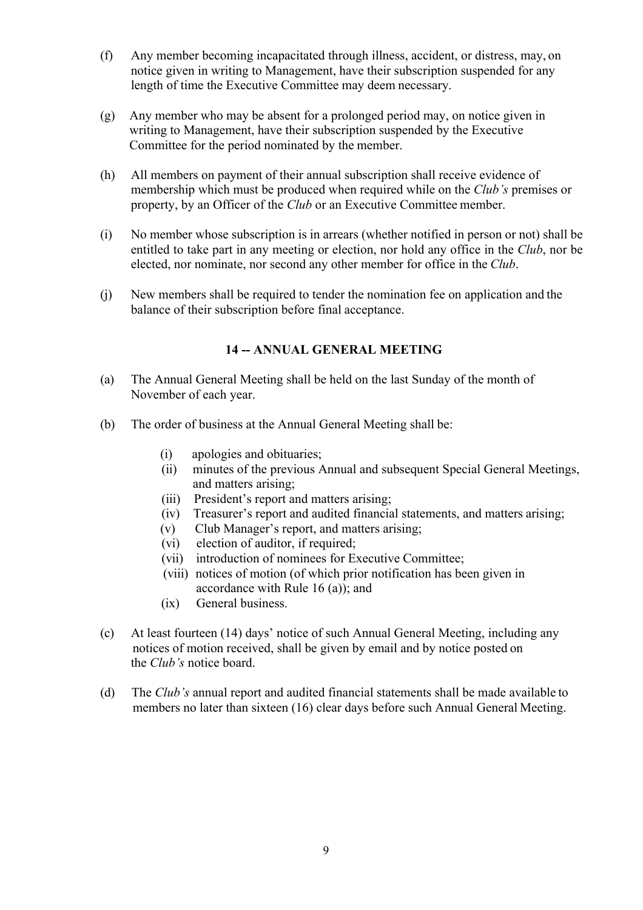(f) Any member becoming incapacitated through illness, accident, or distress, may, on notice given in writing to Management, have their subscription suspended for any length of time the Executive Committee may deem necessary.

(g) Any member who may be absent for a prolonged period may, on notice given in writing to Management, have their subscription suspended by the Executive Committee for the period nominated by the member.

(h) All members on payment of their annual subscription shall receive evidence of membership which must be produced when required while on the *Club's* premises or property, by an Officer of the *Club* or an Executive Committee member.

(i) No member whose subscription is in arrears (whether notified in person or not) shall be entitled to take part in any meeting or election, nor hold any office in the *Club*, nor be elected, nor nominate, nor second any other member for office in the *Club*.

(j) New members shall be required to tender the nomination fee on application and the balance of their subscription before final acceptance.

## 14 -- ANNUAL GENERAL MEETING

(a) The Annual General Meeting shall be held on the last Sunday of the month of November of each year.

(b) The order of business at the Annual General Meeting shall be:

   (i) apologies and obituaries;
   (ii) minutes of the previous Annual and subsequent Special General Meetings, and matters arising;
   (iii) President's report and matters arising;
   (iv) Treasurer's report and audited financial statements, and matters arising;
   (v) Club Manager's report, and matters arising;
   (vi) election of auditor, if required;
   (vii) introduction of nominees for Executive Committee;
   (viii) notices of motion (of which prior notification has been given in accordance with Rule 16 (a)); and
   (ix) General business.

(c) At least fourteen (14) days' notice of such Annual General Meeting, including any notices of motion received, shall be given by email and by notice posted on the *Club's* notice board.

(d) The *Club's* annual report and audited financial statements shall be made available to members no later than sixteen (16) clear days before such Annual General Meeting.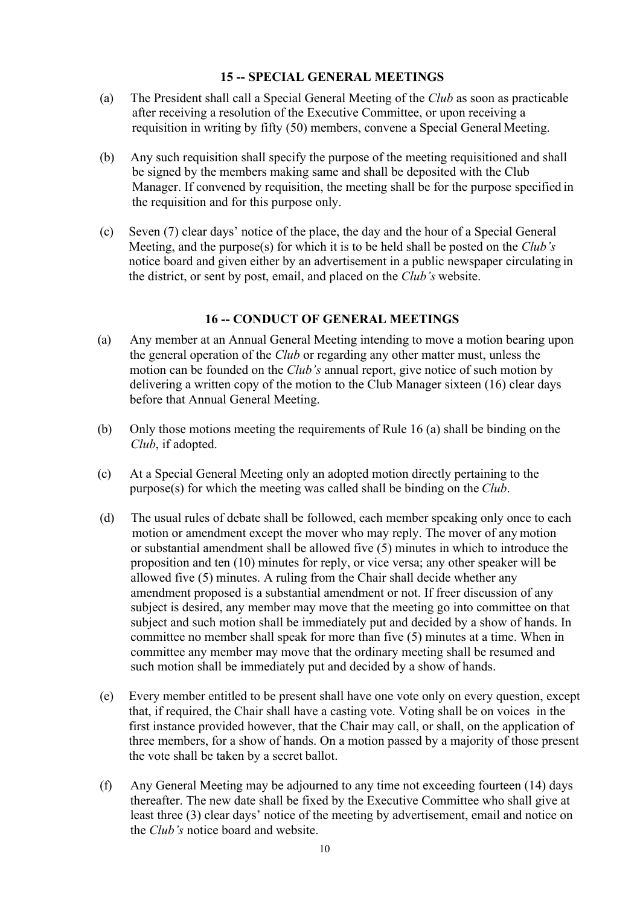## 15 -- SPECIAL GENERAL MEETINGS

(a) The President shall call a Special General Meeting of the *Club* as soon as practicable after receiving a resolution of the Executive Committee, or upon receiving a requisition in writing by fifty (50) members, convene a Special General Meeting.

(b) Any such requisition shall specify the purpose of the meeting requisitioned and shall be signed by the members making same and shall be deposited with the Club Manager. If convened by requisition, the meeting shall be for the purpose specified in the requisition and for this purpose only.

(c) Seven (7) clear days' notice of the place, the day and the hour of a Special General Meeting, and the purpose(s) for which it is to be held shall be posted on the *Club's* notice board and given either by an advertisement in a public newspaper circulating in the district, or sent by post, email, and placed on the *Club's* website.

## 16 -- CONDUCT OF GENERAL MEETINGS

(a) Any member at an Annual General Meeting intending to move a motion bearing upon the general operation of the *Club* or regarding any other matter must, unless the motion can be founded on the *Club's* annual report, give notice of such motion by delivering a written copy of the motion to the Club Manager sixteen (16) clear days before that Annual General Meeting.

(b) Only those motions meeting the requirements of Rule 16 (a) shall be binding on the *Club*, if adopted.

(c) At a Special General Meeting only an adopted motion directly pertaining to the purpose(s) for which the meeting was called shall be binding on the *Club*.

(d) The usual rules of debate shall be followed, each member speaking only once to each motion or amendment except the mover who may reply. The mover of any motion or substantial amendment shall be allowed five (5) minutes in which to introduce the proposition and ten (10) minutes for reply, or vice versa; any other speaker will be allowed five (5) minutes. A ruling from the Chair shall decide whether any amendment proposed is a substantial amendment or not. If freer discussion of any subject is desired, any member may move that the meeting go into committee on that subject and such motion shall be immediately put and decided by a show of hands. In committee no member shall speak for more than five (5) minutes at a time. When in committee any member may move that the ordinary meeting shall be resumed and such motion shall be immediately put and decided by a show of hands.

(e) Every member entitled to be present shall have one vote only on every question, except that, if required, the Chair shall have a casting vote. Voting shall be on voices in the first instance provided however, that the Chair may call, or shall, on the application of three members, for a show of hands. On a motion passed by a majority of those present the vote shall be taken by a secret ballot.

(f) Any General Meeting may be adjourned to any time not exceeding fourteen (14) days thereafter. The new date shall be fixed by the Executive Committee who shall give at least three (3) clear days' notice of the meeting by advertisement, email and notice on the *Club's* notice board and website.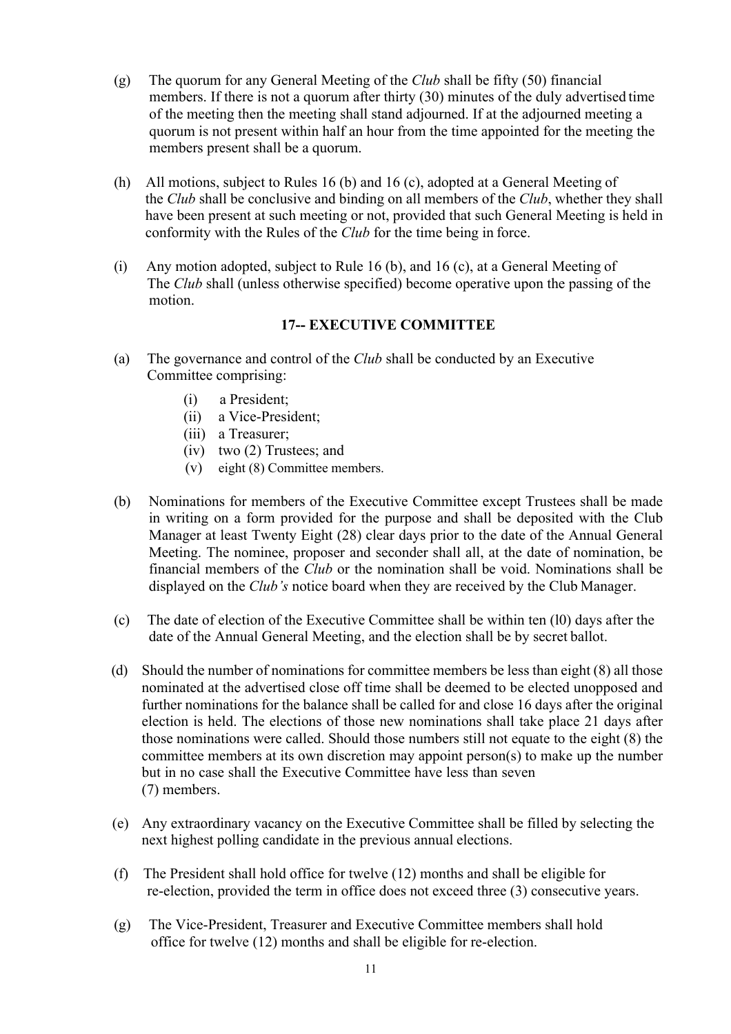(g) The quorum for any General Meeting of the *Club* shall be fifty (50) financial members. If there is not a quorum after thirty (30) minutes of the duly advertised time of the meeting then the meeting shall stand adjourned. If at the adjourned meeting a quorum is not present within half an hour from the time appointed for the meeting the members present shall be a quorum.

(h) All motions, subject to Rules 16 (b) and 16 (c), adopted at a General Meeting of the *Club* shall be conclusive and binding on all members of the *Club*, whether they shall have been present at such meeting or not, provided that such General Meeting is held in conformity with the Rules of the *Club* for the time being in force.

(i) Any motion adopted, subject to Rule 16 (b), and 16 (c), at a General Meeting of The *Club* shall (unless otherwise specified) become operative upon the passing of the motion.

## 17-- EXECUTIVE COMMITTEE

(a) The governance and control of the *Club* shall be conducted by an Executive Committee comprising:

   (i) a President;
   (ii) a Vice-President;
   (iii) a Treasurer;
   (iv) two (2) Trustees; and
   (v) eight (8) Committee members.

(b) Nominations for members of the Executive Committee except Trustees shall be made in writing on a form provided for the purpose and shall be deposited with the Club Manager at least Twenty Eight (28) clear days prior to the date of the Annual General Meeting. The nominee, proposer and seconder shall all, at the date of nomination, be financial members of the *Club* or the nomination shall be void. Nominations shall be displayed on the *Club's* notice board when they are received by the Club Manager.

(c) The date of election of the Executive Committee shall be within ten (l0) days after the date of the Annual General Meeting, and the election shall be by secret ballot.

(d) Should the number of nominations for committee members be less than eight (8) all those nominated at the advertised close off time shall be deemed to be elected unopposed and further nominations for the balance shall be called for and close 16 days after the original election is held. The elections of those new nominations shall take place 21 days after those nominations were called. Should those numbers still not equate to the eight (8) the committee members at its own discretion may appoint person(s) to make up the number but in no case shall the Executive Committee have less than seven (7) members.

(e) Any extraordinary vacancy on the Executive Committee shall be filled by selecting the next highest polling candidate in the previous annual elections.

(f) The President shall hold office for twelve (12) months and shall be eligible for re-election, provided the term in office does not exceed three (3) consecutive years.

(g) The Vice-President, Treasurer and Executive Committee members shall hold office for twelve (12) months and shall be eligible for re-election.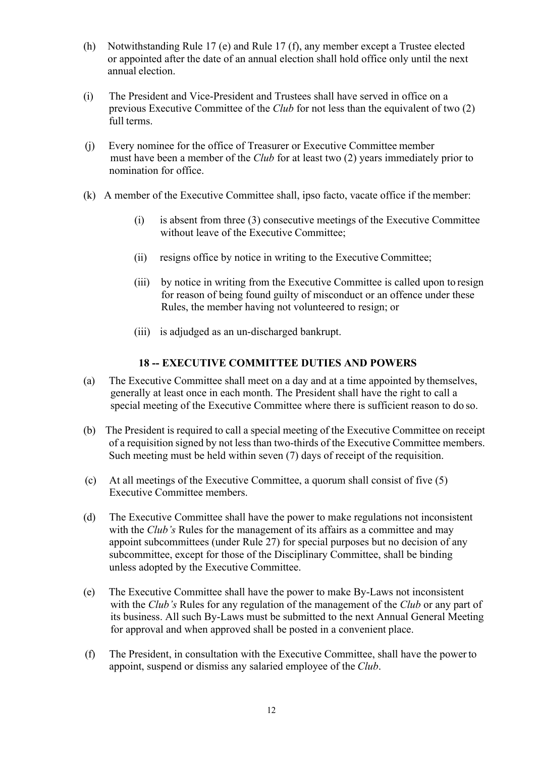(h) Notwithstanding Rule 17 (e) and Rule 17 (f), any member except a Trustee elected or appointed after the date of an annual election shall hold office only until the next annual election.

(i) The President and Vice-President and Trustees shall have served in office on a previous Executive Committee of the *Club* for not less than the equivalent of two (2) full terms.

(j) Every nominee for the office of Treasurer or Executive Committee member must have been a member of the *Club* for at least two (2) years immediately prior to nomination for office.

(k) A member of the Executive Committee shall, ipso facto, vacate office if the member:

- (i) is absent from three (3) consecutive meetings of the Executive Committee without leave of the Executive Committee;
- (ii) resigns office by notice in writing to the Executive Committee;
- (iii) by notice in writing from the Executive Committee is called upon to resign for reason of being found guilty of misconduct or an offence under these Rules, the member having not volunteered to resign; or
- (iii) is adjudged as an un-discharged bankrupt.

### 18 -- EXECUTIVE COMMITTEE DUTIES AND POWERS

(a) The Executive Committee shall meet on a day and at a time appointed by themselves, generally at least once in each month. The President shall have the right to call a special meeting of the Executive Committee where there is sufficient reason to do so.

(b) The President is required to call a special meeting of the Executive Committee on receipt of a requisition signed by not less than two-thirds of the Executive Committee members. Such meeting must be held within seven (7) days of receipt of the requisition.

(c) At all meetings of the Executive Committee, a quorum shall consist of five (5) Executive Committee members.

(d) The Executive Committee shall have the power to make regulations not inconsistent with the *Club's* Rules for the management of its affairs as a committee and may appoint subcommittees (under Rule 27) for special purposes but no decision of any subcommittee, except for those of the Disciplinary Committee, shall be binding unless adopted by the Executive Committee.

(e) The Executive Committee shall have the power to make By-Laws not inconsistent with the *Club's* Rules for any regulation of the management of the *Club* or any part of its business. All such By-Laws must be submitted to the next Annual General Meeting for approval and when approved shall be posted in a convenient place.

(f) The President, in consultation with the Executive Committee, shall have the power to appoint, suspend or dismiss any salaried employee of the *Club*.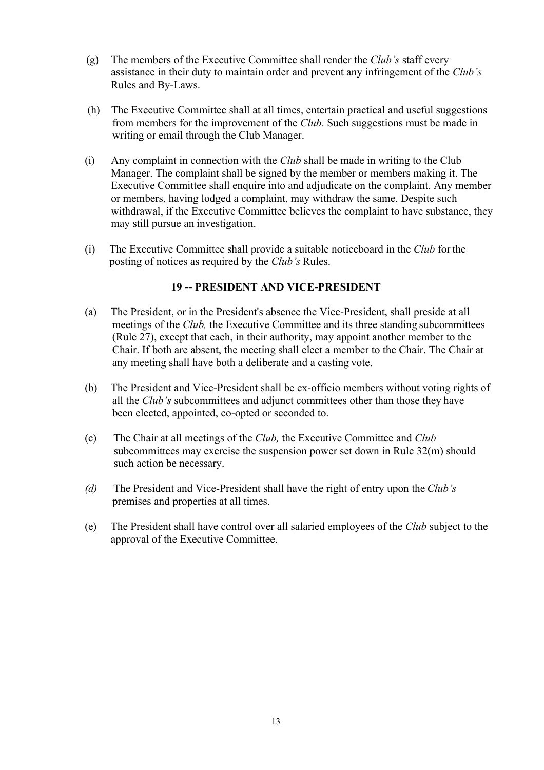(g) The members of the Executive Committee shall render the *Club's* staff every assistance in their duty to maintain order and prevent any infringement of the *Club's* Rules and By-Laws.

(h) The Executive Committee shall at all times, entertain practical and useful suggestions from members for the improvement of the *Club*. Such suggestions must be made in writing or email through the Club Manager.

(i) Any complaint in connection with the *Club* shall be made in writing to the Club Manager. The complaint shall be signed by the member or members making it. The Executive Committee shall enquire into and adjudicate on the complaint. Any member or members, having lodged a complaint, may withdraw the same. Despite such withdrawal, if the Executive Committee believes the complaint to have substance, they may still pursue an investigation.

(i) The Executive Committee shall provide a suitable noticeboard in the *Club* for the posting of notices as required by the *Club's* Rules.

### 19 -- PRESIDENT AND VICE-PRESIDENT

(a) The President, or in the President's absence the Vice-President, shall preside at all meetings of the *Club,* the Executive Committee and its three standing subcommittees (Rule 27), except that each, in their authority, may appoint another member to the Chair. If both are absent, the meeting shall elect a member to the Chair. The Chair at any meeting shall have both a deliberate and a casting vote.

(b) The President and Vice-President shall be ex-officio members without voting rights of all the *Club's* subcommittees and adjunct committees other than those they have been elected, appointed, co-opted or seconded to.

(c) The Chair at all meetings of the *Club,* the Executive Committee and *Club* subcommittees may exercise the suspension power set down in Rule 32(m) should such action be necessary.

*(d)* The President and Vice-President shall have the right of entry upon the *Club's* premises and properties at all times.

(e) The President shall have control over all salaried employees of the *Club* subject to the approval of the Executive Committee.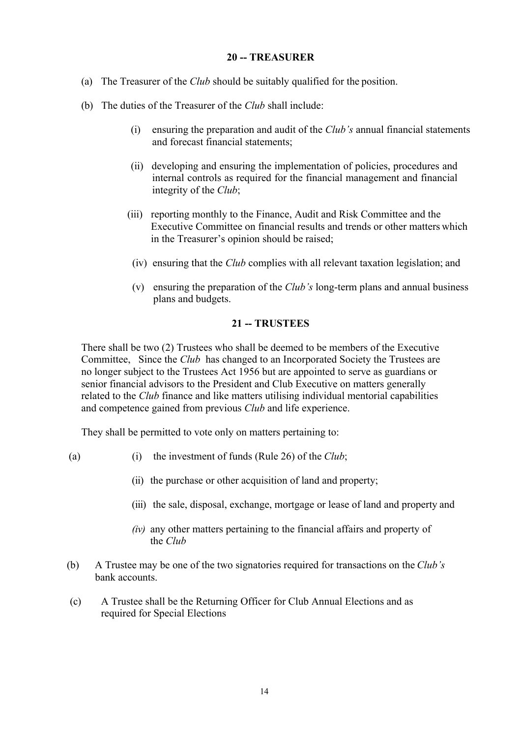## 20 -- TREASURER

(a) The Treasurer of the *Club* should be suitably qualified for the position.

(b) The duties of the Treasurer of the *Club* shall include:

  (i) ensuring the preparation and audit of the *Club's* annual financial statements and forecast financial statements;

  (ii) developing and ensuring the implementation of policies, procedures and internal controls as required for the financial management and financial integrity of the *Club*;

  (iii) reporting monthly to the Finance, Audit and Risk Committee and the Executive Committee on financial results and trends or other matters which in the Treasurer's opinion should be raised;

  (iv) ensuring that the *Club* complies with all relevant taxation legislation; and

  (v) ensuring the preparation of the *Club's* long-term plans and annual business plans and budgets.

## 21 -- TRUSTEES

There shall be two (2) Trustees who shall be deemed to be members of the Executive Committee, Since the *Club* has changed to an Incorporated Society the Trustees are no longer subject to the Trustees Act 1956 but are appointed to serve as guardians or senior financial advisors to the President and Club Executive on matters generally related to the *Club* finance and like matters utilising individual mentorial capabilities and competence gained from previous *Club* and life experience.

They shall be permitted to vote only on matters pertaining to:

(a) (i) the investment of funds (Rule 26) of the *Club*;

  (ii) the purchase or other acquisition of land and property;

  (iii) the sale, disposal, exchange, mortgage or lease of land and property and

  *(iv)* any other matters pertaining to the financial affairs and property of the *Club*

(b) A Trustee may be one of the two signatories required for transactions on the *Club's* bank accounts.

(c) A Trustee shall be the Returning Officer for Club Annual Elections and as required for Special Elections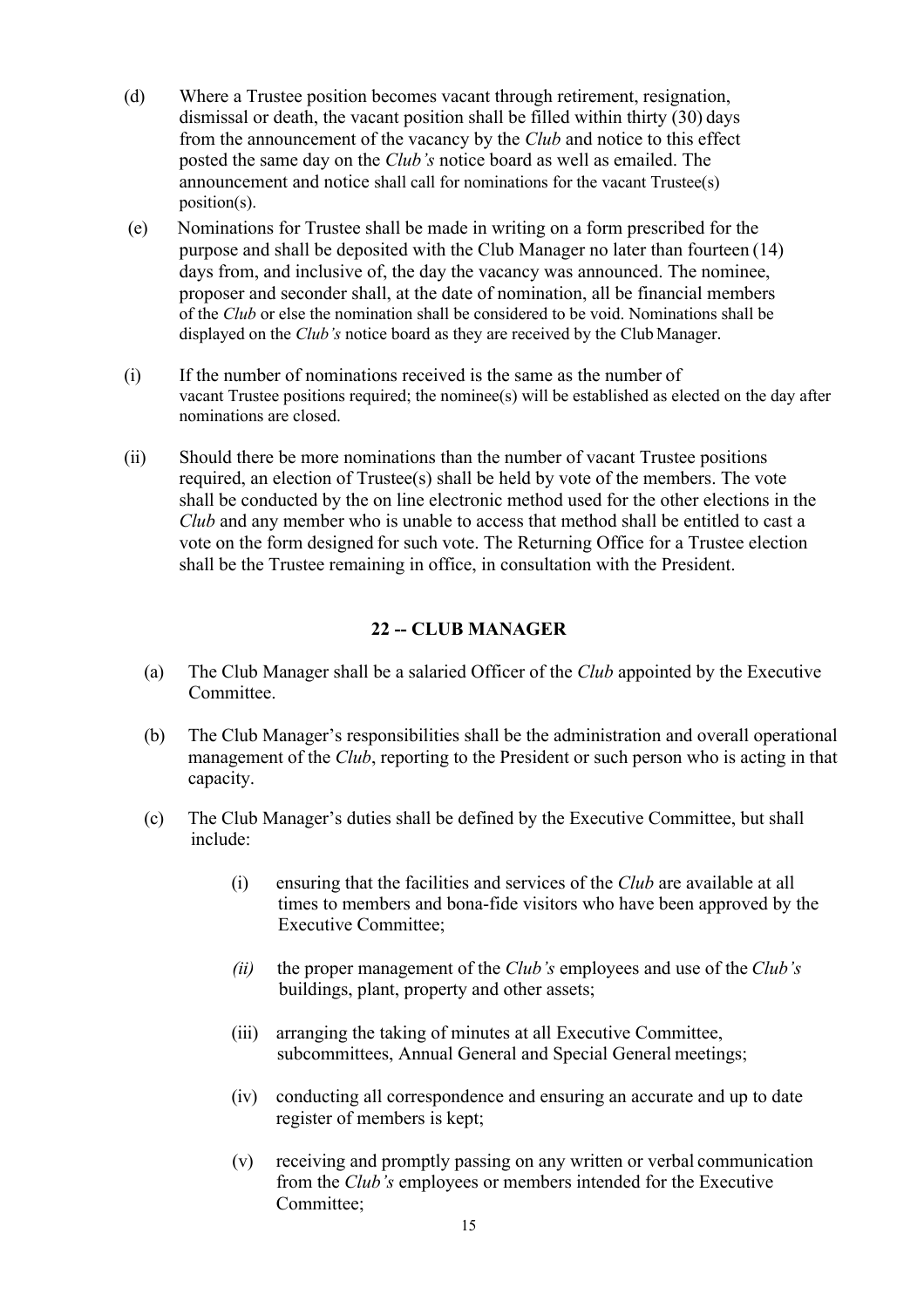(d) Where a Trustee position becomes vacant through retirement, resignation, dismissal or death, the vacant position shall be filled within thirty (30) days from the announcement of the vacancy by the *Club* and notice to this effect posted the same day on the *Club's* notice board as well as emailed. The announcement and notice shall call for nominations for the vacant Trustee(s) position(s).

(e) Nominations for Trustee shall be made in writing on a form prescribed for the purpose and shall be deposited with the Club Manager no later than fourteen (14) days from, and inclusive of, the day the vacancy was announced. The nominee, proposer and seconder shall, at the date of nomination, all be financial members of the *Club* or else the nomination shall be considered to be void. Nominations shall be displayed on the *Club's* notice board as they are received by the Club Manager.

(i) If the number of nominations received is the same as the number of vacant Trustee positions required; the nominee(s) will be established as elected on the day after nominations are closed.

(ii) Should there be more nominations than the number of vacant Trustee positions required, an election of Trustee(s) shall be held by vote of the members. The vote shall be conducted by the on line electronic method used for the other elections in the *Club* and any member who is unable to access that method shall be entitled to cast a vote on the form designed for such vote. The Returning Office for a Trustee election shall be the Trustee remaining in office, in consultation with the President.

## 22 -- CLUB MANAGER

(a) The Club Manager shall be a salaried Officer of the *Club* appointed by the Executive Committee.

(b) The Club Manager's responsibilities shall be the administration and overall operational management of the *Club*, reporting to the President or such person who is acting in that capacity.

(c) The Club Manager's duties shall be defined by the Executive Committee, but shall include:

(i) ensuring that the facilities and services of the *Club* are available at all times to members and bona-fide visitors who have been approved by the Executive Committee;

*(ii)* the proper management of the *Club's* employees and use of the *Club's* buildings, plant, property and other assets;

(iii) arranging the taking of minutes at all Executive Committee, subcommittees, Annual General and Special General meetings;

(iv) conducting all correspondence and ensuring an accurate and up to date register of members is kept;

(v) receiving and promptly passing on any written or verbal communication from the *Club's* employees or members intended for the Executive Committee;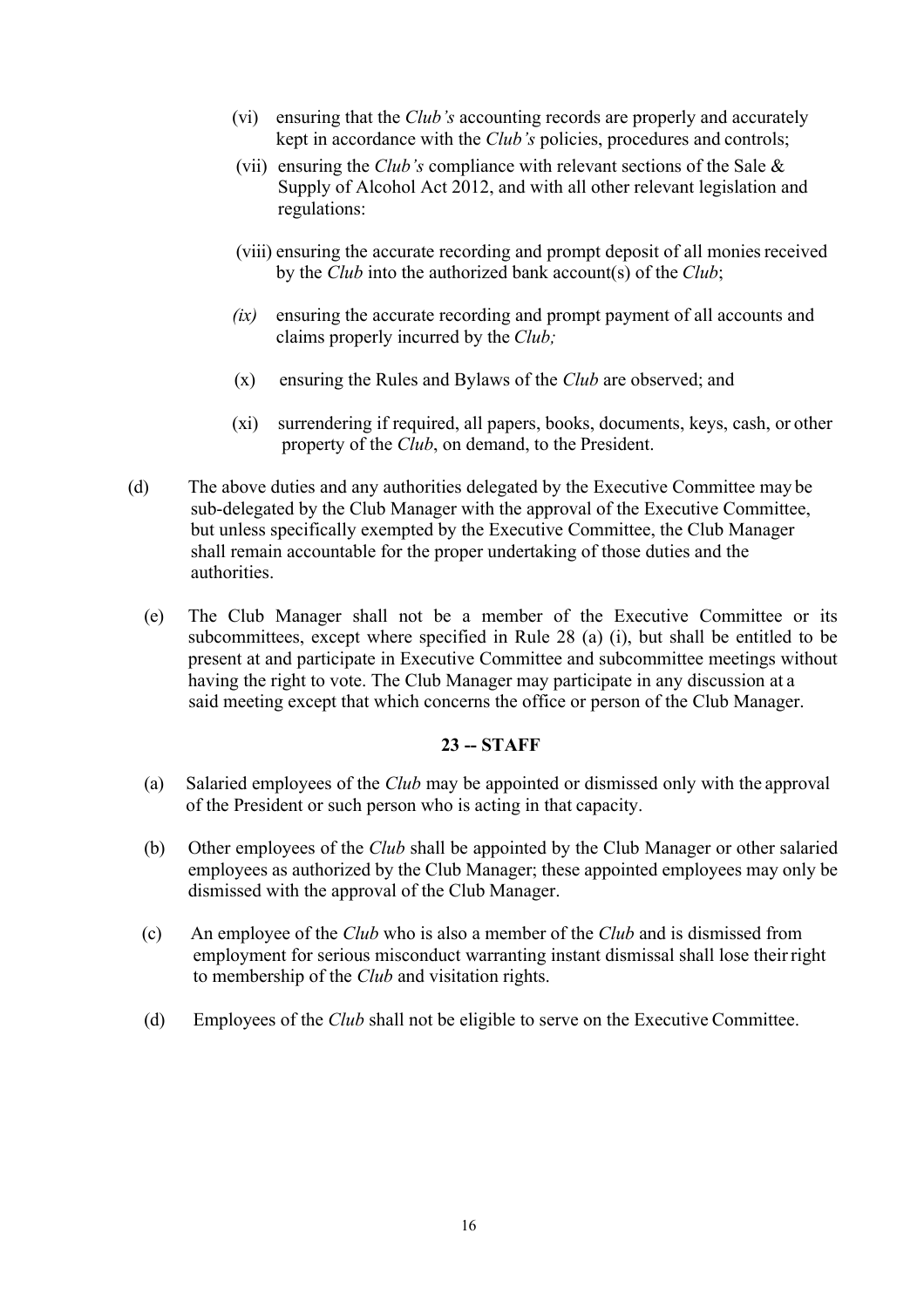(vi) ensuring that the *Club's* accounting records are properly and accurately kept in accordance with the *Club's* policies, procedures and controls;

(vii) ensuring the *Club's* compliance with relevant sections of the Sale & Supply of Alcohol Act 2012, and with all other relevant legislation and regulations:

(viii) ensuring the accurate recording and prompt deposit of all monies received by the *Club* into the authorized bank account(s) of the *Club*;

*(ix)* ensuring the accurate recording and prompt payment of all accounts and claims properly incurred by the *Club;*

(x) ensuring the Rules and Bylaws of the *Club* are observed; and

(xi) surrendering if required, all papers, books, documents, keys, cash, or other property of the *Club*, on demand, to the President.

(d) The above duties and any authorities delegated by the Executive Committee may be sub-delegated by the Club Manager with the approval of the Executive Committee, but unless specifically exempted by the Executive Committee, the Club Manager shall remain accountable for the proper undertaking of those duties and the authorities.

(e) The Club Manager shall not be a member of the Executive Committee or its subcommittees, except where specified in Rule 28 (a) (i), but shall be entitled to be present at and participate in Executive Committee and subcommittee meetings without having the right to vote. The Club Manager may participate in any discussion at a said meeting except that which concerns the office or person of the Club Manager.

## 23 -- STAFF

(a) Salaried employees of the *Club* may be appointed or dismissed only with the approval of the President or such person who is acting in that capacity.

(b) Other employees of the *Club* shall be appointed by the Club Manager or other salaried employees as authorized by the Club Manager; these appointed employees may only be dismissed with the approval of the Club Manager.

(c) An employee of the *Club* who is also a member of the *Club* and is dismissed from employment for serious misconduct warranting instant dismissal shall lose their right to membership of the *Club* and visitation rights.

(d) Employees of the *Club* shall not be eligible to serve on the Executive Committee.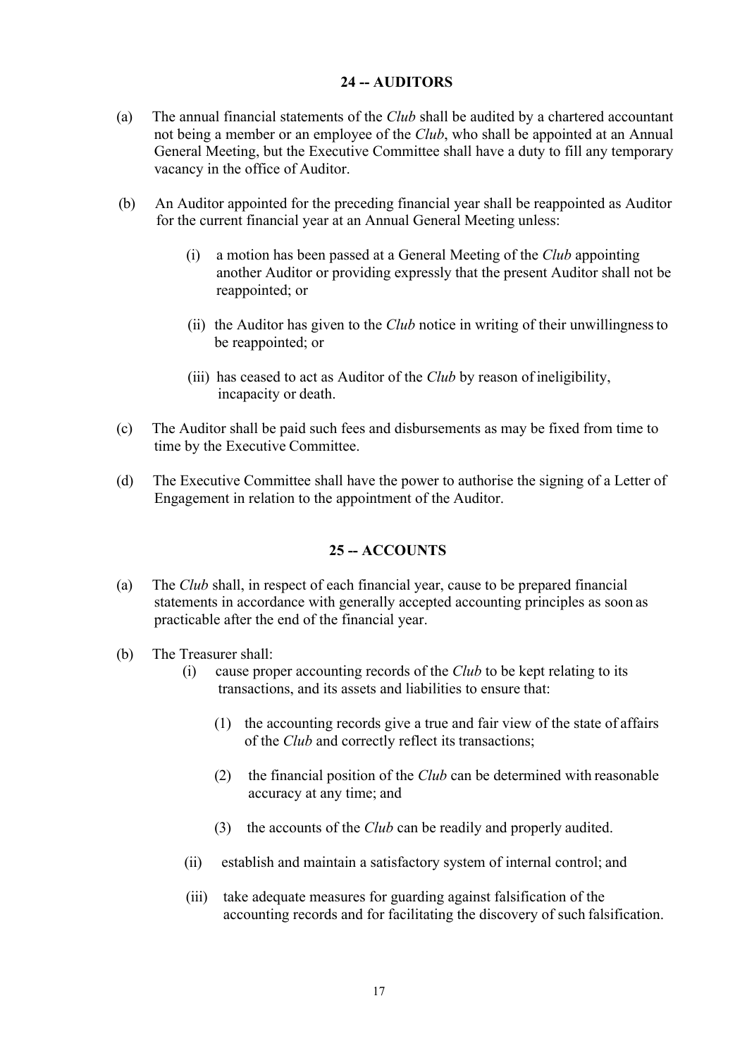## 24 -- AUDITORS

(a) The annual financial statements of the *Club* shall be audited by a chartered accountant not being a member or an employee of the *Club*, who shall be appointed at an Annual General Meeting, but the Executive Committee shall have a duty to fill any temporary vacancy in the office of Auditor.

(b) An Auditor appointed for the preceding financial year shall be reappointed as Auditor for the current financial year at an Annual General Meeting unless:

(i) a motion has been passed at a General Meeting of the *Club* appointing another Auditor or providing expressly that the present Auditor shall not be reappointed; or

(ii) the Auditor has given to the *Club* notice in writing of their unwillingness to be reappointed; or

(iii) has ceased to act as Auditor of the *Club* by reason of ineligibility, incapacity or death.

(c) The Auditor shall be paid such fees and disbursements as may be fixed from time to time by the Executive Committee.

(d) The Executive Committee shall have the power to authorise the signing of a Letter of Engagement in relation to the appointment of the Auditor.

## 25 -- ACCOUNTS

(a) The *Club* shall, in respect of each financial year, cause to be prepared financial statements in accordance with generally accepted accounting principles as soon as practicable after the end of the financial year.

(b) The Treasurer shall:

(i) cause proper accounting records of the *Club* to be kept relating to its transactions, and its assets and liabilities to ensure that:

(1) the accounting records give a true and fair view of the state of affairs of the *Club* and correctly reflect its transactions;

(2) the financial position of the *Club* can be determined with reasonable accuracy at any time; and

(3) the accounts of the *Club* can be readily and properly audited.

(ii) establish and maintain a satisfactory system of internal control; and

(iii) take adequate measures for guarding against falsification of the accounting records and for facilitating the discovery of such falsification.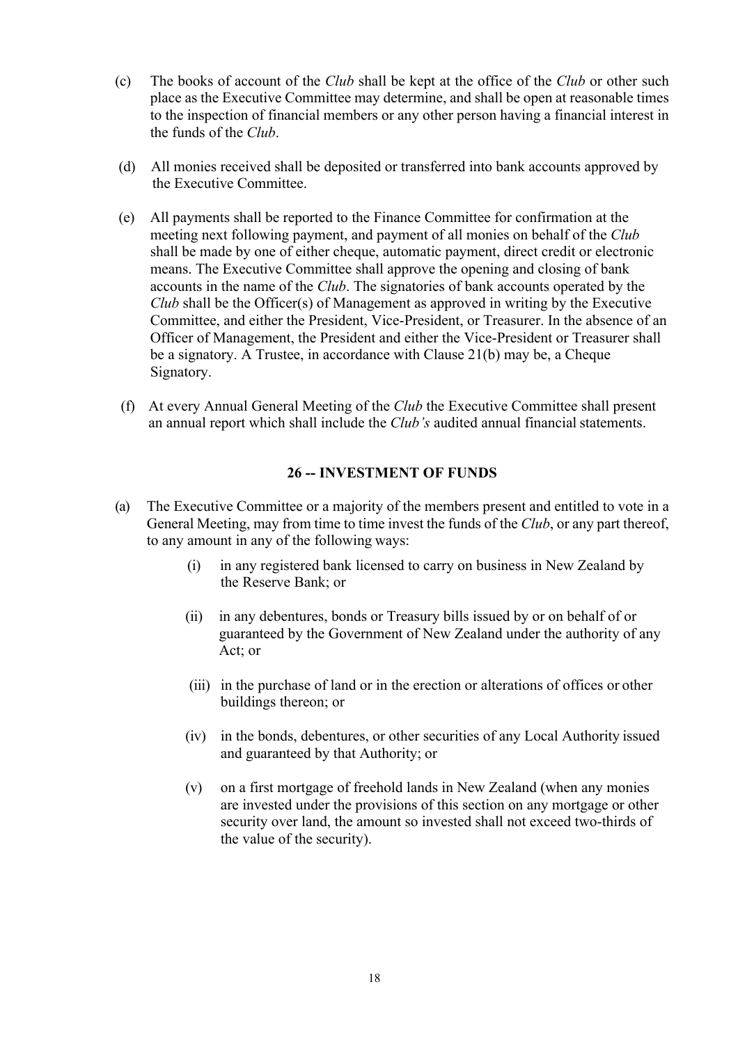(c) The books of account of the *Club* shall be kept at the office of the *Club* or other such place as the Executive Committee may determine, and shall be open at reasonable times to the inspection of financial members or any other person having a financial interest in the funds of the *Club*.

(d) All monies received shall be deposited or transferred into bank accounts approved by the Executive Committee.

(e) All payments shall be reported to the Finance Committee for confirmation at the meeting next following payment, and payment of all monies on behalf of the *Club* shall be made by one of either cheque, automatic payment, direct credit or electronic means. The Executive Committee shall approve the opening and closing of bank accounts in the name of the *Club*. The signatories of bank accounts operated by the *Club* shall be the Officer(s) of Management as approved in writing by the Executive Committee, and either the President, Vice-President, or Treasurer. In the absence of an Officer of Management, the President and either the Vice-President or Treasurer shall be a signatory. A Trustee, in accordance with Clause 21(b) may be, a Cheque Signatory.

(f) At every Annual General Meeting of the *Club* the Executive Committee shall present an annual report which shall include the *Club's* audited annual financial statements.

## 26 -- INVESTMENT OF FUNDS

(a) The Executive Committee or a majority of the members present and entitled to vote in a General Meeting, may from time to time invest the funds of the *Club*, or any part thereof, to any amount in any of the following ways:

  (i) in any registered bank licensed to carry on business in New Zealand by the Reserve Bank; or

  (ii) in any debentures, bonds or Treasury bills issued by or on behalf of or guaranteed by the Government of New Zealand under the authority of any Act; or

  (iii) in the purchase of land or in the erection or alterations of offices or other buildings thereon; or

  (iv) in the bonds, debentures, or other securities of any Local Authority issued and guaranteed by that Authority; or

  (v) on a first mortgage of freehold lands in New Zealand (when any monies are invested under the provisions of this section on any mortgage or other security over land, the amount so invested shall not exceed two-thirds of the value of the security).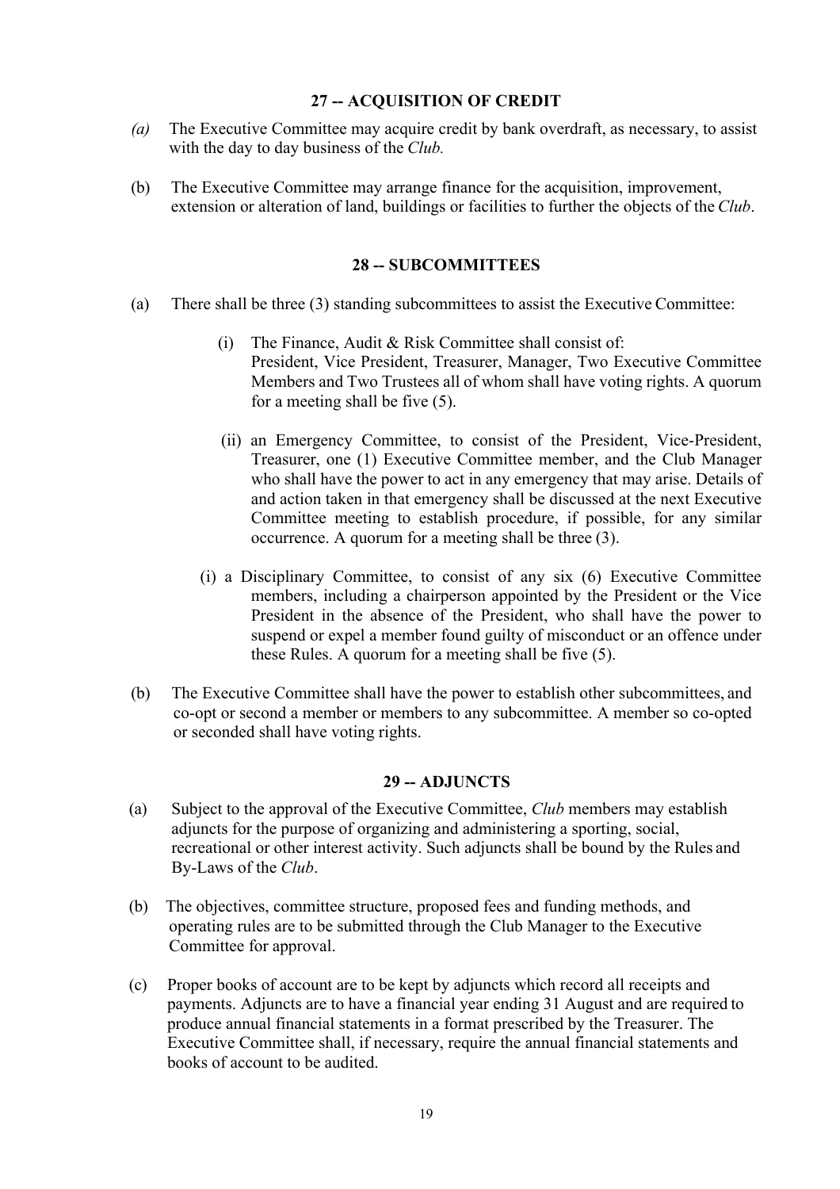## 27 -- ACQUISITION OF CREDIT

*(a)* The Executive Committee may acquire credit by bank overdraft, as necessary, to assist with the day to day business of the *Club.*

(b) The Executive Committee may arrange finance for the acquisition, improvement, extension or alteration of land, buildings or facilities to further the objects of the *Club*.

## 28 -- SUBCOMMITTEES

(a) There shall be three (3) standing subcommittees to assist the Executive Committee:

(i) The Finance, Audit & Risk Committee shall consist of:
President, Vice President, Treasurer, Manager, Two Executive Committee Members and Two Trustees all of whom shall have voting rights. A quorum for a meeting shall be five (5).

(ii) an Emergency Committee, to consist of the President, Vice-President, Treasurer, one (1) Executive Committee member, and the Club Manager who shall have the power to act in any emergency that may arise. Details of and action taken in that emergency shall be discussed at the next Executive Committee meeting to establish procedure, if possible, for any similar occurrence. A quorum for a meeting shall be three (3).

(i) a Disciplinary Committee, to consist of any six (6) Executive Committee members, including a chairperson appointed by the President or the Vice President in the absence of the President, who shall have the power to suspend or expel a member found guilty of misconduct or an offence under these Rules. A quorum for a meeting shall be five (5).

(b) The Executive Committee shall have the power to establish other subcommittees, and co-opt or second a member or members to any subcommittee. A member so co-opted or seconded shall have voting rights.

## 29 -- ADJUNCTS

(a) Subject to the approval of the Executive Committee, *Club* members may establish adjuncts for the purpose of organizing and administering a sporting, social, recreational or other interest activity. Such adjuncts shall be bound by the Rules and By-Laws of the *Club*.

(b) The objectives, committee structure, proposed fees and funding methods, and operating rules are to be submitted through the Club Manager to the Executive Committee for approval.

(c) Proper books of account are to be kept by adjuncts which record all receipts and payments. Adjuncts are to have a financial year ending 31 August and are required to produce annual financial statements in a format prescribed by the Treasurer. The Executive Committee shall, if necessary, require the annual financial statements and books of account to be audited.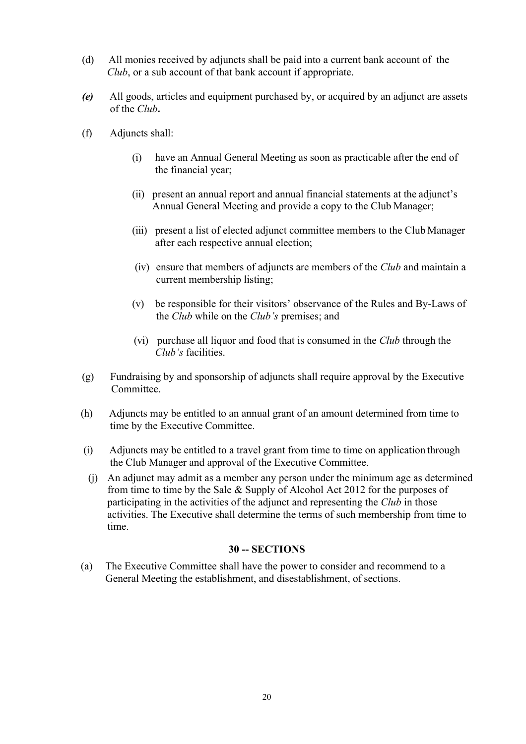(d) All monies received by adjuncts shall be paid into a current bank account of the *Club*, or a sub account of that bank account if appropriate.

***(e)*** All goods, articles and equipment purchased by, or acquired by an adjunct are assets of the ***Club*.**

(f) Adjuncts shall:

(i) have an Annual General Meeting as soon as practicable after the end of the financial year;

(ii) present an annual report and annual financial statements at the adjunct's Annual General Meeting and provide a copy to the Club Manager;

(iii) present a list of elected adjunct committee members to the Club Manager after each respective annual election;

(iv) ensure that members of adjuncts are members of the *Club* and maintain a current membership listing;

(v) be responsible for their visitors' observance of the Rules and By-Laws of the *Club* while on the *Club's* premises; and

(vi) purchase all liquor and food that is consumed in the *Club* through the *Club's* facilities.

(g) Fundraising by and sponsorship of adjuncts shall require approval by the Executive Committee.

(h) Adjuncts may be entitled to an annual grant of an amount determined from time to time by the Executive Committee.

(i) Adjuncts may be entitled to a travel grant from time to time on application through the Club Manager and approval of the Executive Committee.

(j) An adjunct may admit as a member any person under the minimum age as determined from time to time by the Sale & Supply of Alcohol Act 2012 for the purposes of participating in the activities of the adjunct and representing the *Club* in those activities. The Executive shall determine the terms of such membership from time to time.

## 30 -- SECTIONS

(a) The Executive Committee shall have the power to consider and recommend to a General Meeting the establishment, and disestablishment, of sections.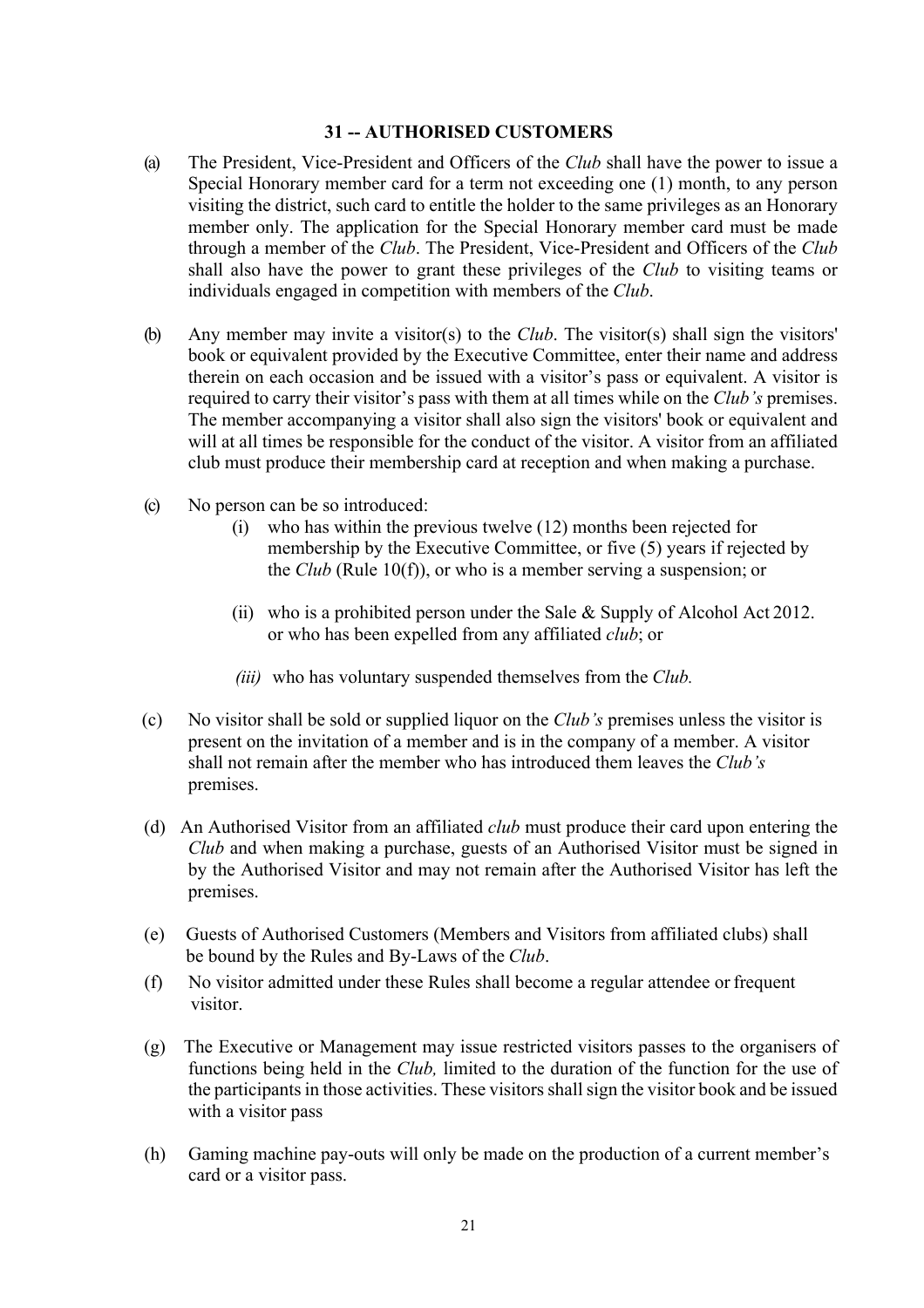## 31 -- AUTHORISED CUSTOMERS

(a) The President, Vice-President and Officers of the *Club* shall have the power to issue a Special Honorary member card for a term not exceeding one (1) month, to any person visiting the district, such card to entitle the holder to the same privileges as an Honorary member only. The application for the Special Honorary member card must be made through a member of the *Club*. The President, Vice-President and Officers of the *Club* shall also have the power to grant these privileges of the *Club* to visiting teams or individuals engaged in competition with members of the *Club*.

(b) Any member may invite a visitor(s) to the *Club*. The visitor(s) shall sign the visitors' book or equivalent provided by the Executive Committee, enter their name and address therein on each occasion and be issued with a visitor's pass or equivalent. A visitor is required to carry their visitor's pass with them at all times while on the *Club's* premises. The member accompanying a visitor shall also sign the visitors' book or equivalent and will at all times be responsible for the conduct of the visitor. A visitor from an affiliated club must produce their membership card at reception and when making a purchase.

(c) No person can be so introduced:

(i) who has within the previous twelve (12) months been rejected for membership by the Executive Committee, or five (5) years if rejected by the *Club* (Rule 10(f)), or who is a member serving a suspension; or

(ii) who is a prohibited person under the Sale & Supply of Alcohol Act 2012. or who has been expelled from any affiliated *club*; or

*(iii)* who has voluntary suspended themselves from the *Club.*

(c) No visitor shall be sold or supplied liquor on the *Club's* premises unless the visitor is present on the invitation of a member and is in the company of a member. A visitor shall not remain after the member who has introduced them leaves the *Club's* premises.

(d) An Authorised Visitor from an affiliated *club* must produce their card upon entering the *Club* and when making a purchase, guests of an Authorised Visitor must be signed in by the Authorised Visitor and may not remain after the Authorised Visitor has left the premises.

(e) Guests of Authorised Customers (Members and Visitors from affiliated clubs) shall be bound by the Rules and By-Laws of the *Club*.

(f) No visitor admitted under these Rules shall become a regular attendee or frequent visitor.

(g) The Executive or Management may issue restricted visitors passes to the organisers of functions being held in the *Club,* limited to the duration of the function for the use of the participants in those activities. These visitors shall sign the visitor book and be issued with a visitor pass

(h) Gaming machine pay-outs will only be made on the production of a current member's card or a visitor pass.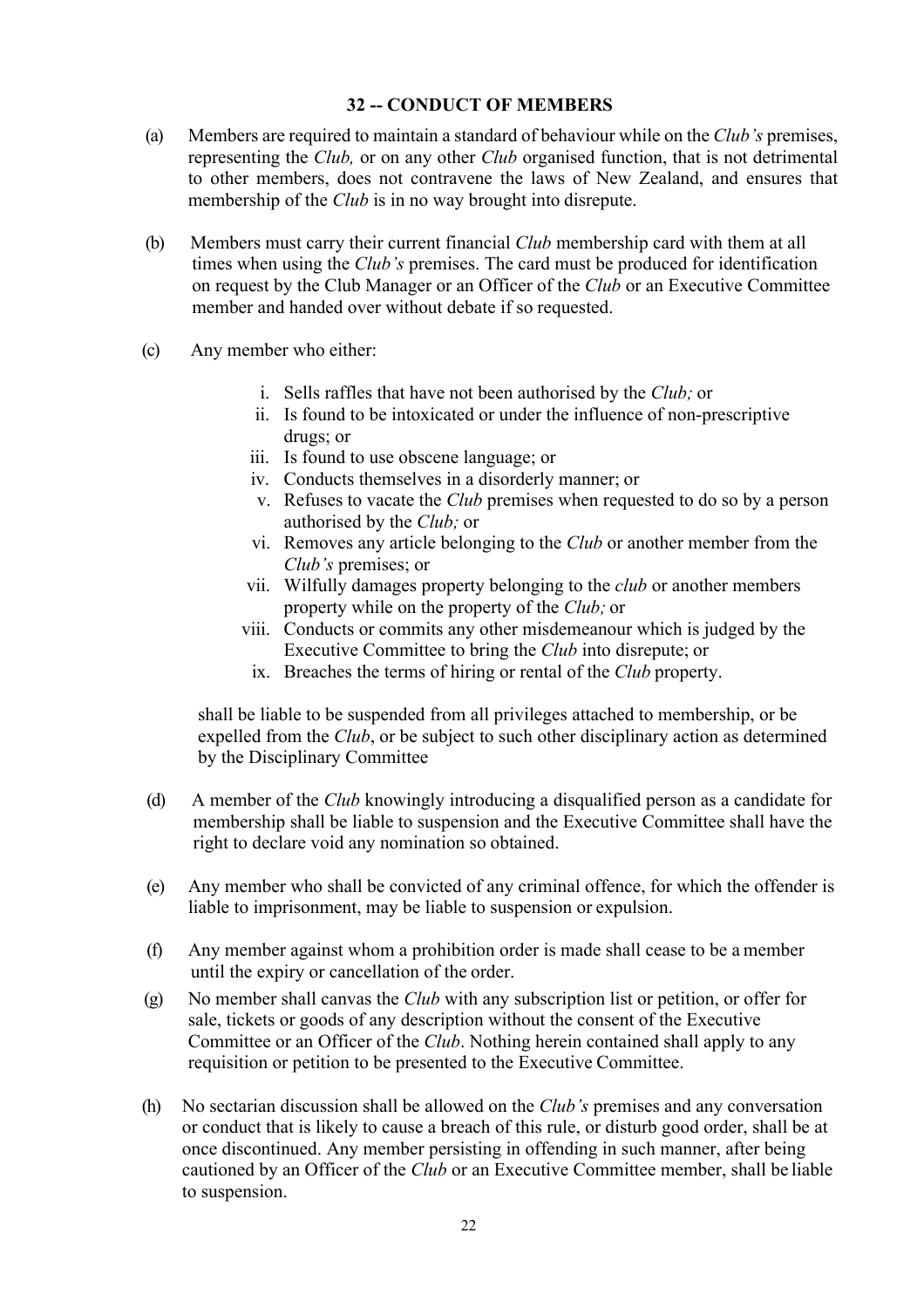## 32 -- CONDUCT OF MEMBERS

(a) Members are required to maintain a standard of behaviour while on the *Club's* premises, representing the *Club,* or on any other *Club* organised function, that is not detrimental to other members, does not contravene the laws of New Zealand, and ensures that membership of the *Club* is in no way brought into disrepute.

(b) Members must carry their current financial *Club* membership card with them at all times when using the *Club's* premises. The card must be produced for identification on request by the Club Manager or an Officer of the *Club* or an Executive Committee member and handed over without debate if so requested.

(c) Any member who either:

  i. Sells raffles that have not been authorised by the *Club;* or
  ii. Is found to be intoxicated or under the influence of non-prescriptive drugs; or
  iii. Is found to use obscene language; or
  iv. Conducts themselves in a disorderly manner; or
  v. Refuses to vacate the *Club* premises when requested to do so by a person authorised by the *Club;* or
  vi. Removes any article belonging to the *Club* or another member from the *Club's* premises; or
  vii. Wilfully damages property belonging to the *club* or another members property while on the property of the *Club;* or
  viii. Conducts or commits any other misdemeanour which is judged by the Executive Committee to bring the *Club* into disrepute; or
  ix. Breaches the terms of hiring or rental of the *Club* property.

  shall be liable to be suspended from all privileges attached to membership, or be expelled from the *Club*, or be subject to such other disciplinary action as determined by the Disciplinary Committee

(d) A member of the *Club* knowingly introducing a disqualified person as a candidate for membership shall be liable to suspension and the Executive Committee shall have the right to declare void any nomination so obtained.

(e) Any member who shall be convicted of any criminal offence, for which the offender is liable to imprisonment, may be liable to suspension or expulsion.

(f) Any member against whom a prohibition order is made shall cease to be a member until the expiry or cancellation of the order.

(g) No member shall canvas the *Club* with any subscription list or petition, or offer for sale, tickets or goods of any description without the consent of the Executive Committee or an Officer of the *Club*. Nothing herein contained shall apply to any requisition or petition to be presented to the Executive Committee.

(h) No sectarian discussion shall be allowed on the *Club's* premises and any conversation or conduct that is likely to cause a breach of this rule, or disturb good order, shall be at once discontinued. Any member persisting in offending in such manner, after being cautioned by an Officer of the *Club* or an Executive Committee member, shall be liable to suspension.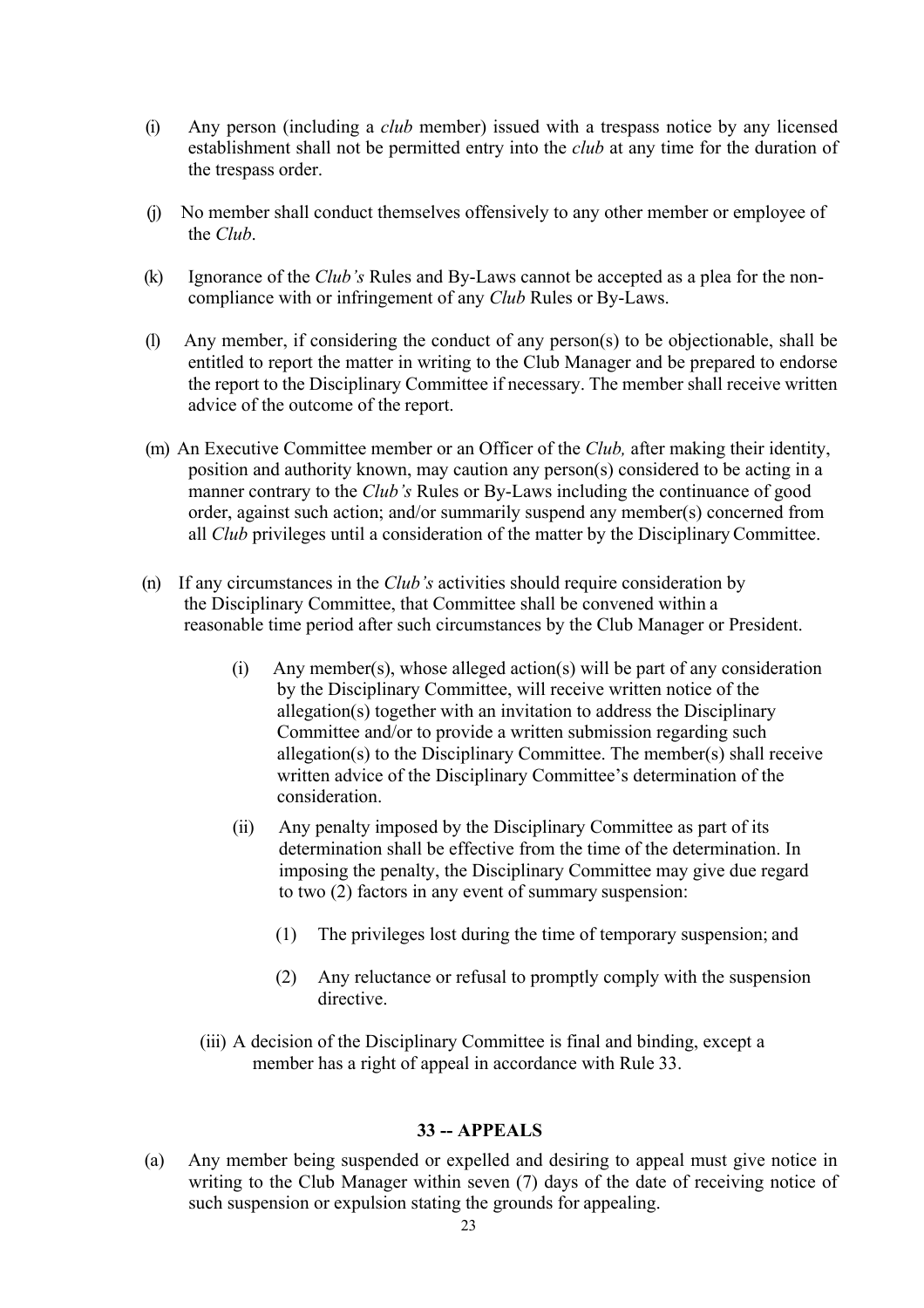(i) Any person (including a *club* member) issued with a trespass notice by any licensed establishment shall not be permitted entry into the *club* at any time for the duration of the trespass order.

(j) No member shall conduct themselves offensively to any other member or employee of the *Club*.

(k) Ignorance of the *Club's* Rules and By-Laws cannot be accepted as a plea for the non-compliance with or infringement of any *Club* Rules or By-Laws.

(l) Any member, if considering the conduct of any person(s) to be objectionable, shall be entitled to report the matter in writing to the Club Manager and be prepared to endorse the report to the Disciplinary Committee if necessary. The member shall receive written advice of the outcome of the report.

(m) An Executive Committee member or an Officer of the *Club,* after making their identity, position and authority known, may caution any person(s) considered to be acting in a manner contrary to the *Club's* Rules or By-Laws including the continuance of good order, against such action; and/or summarily suspend any member(s) concerned from all *Club* privileges until a consideration of the matter by the Disciplinary Committee.

(n) If any circumstances in the *Club's* activities should require consideration by the Disciplinary Committee, that Committee shall be convened within a reasonable time period after such circumstances by the Club Manager or President.

   (i) Any member(s), whose alleged action(s) will be part of any consideration by the Disciplinary Committee, will receive written notice of the allegation(s) together with an invitation to address the Disciplinary Committee and/or to provide a written submission regarding such allegation(s) to the Disciplinary Committee. The member(s) shall receive written advice of the Disciplinary Committee's determination of the consideration.

   (ii) Any penalty imposed by the Disciplinary Committee as part of its determination shall be effective from the time of the determination. In imposing the penalty, the Disciplinary Committee may give due regard to two (2) factors in any event of summary suspension:

      (1) The privileges lost during the time of temporary suspension; and

      (2) Any reluctance or refusal to promptly comply with the suspension directive.

   (iii) A decision of the Disciplinary Committee is final and binding, except a member has a right of appeal in accordance with Rule 33.

## 33 -- APPEALS

(a) Any member being suspended or expelled and desiring to appeal must give notice in writing to the Club Manager within seven (7) days of the date of receiving notice of such suspension or expulsion stating the grounds for appealing.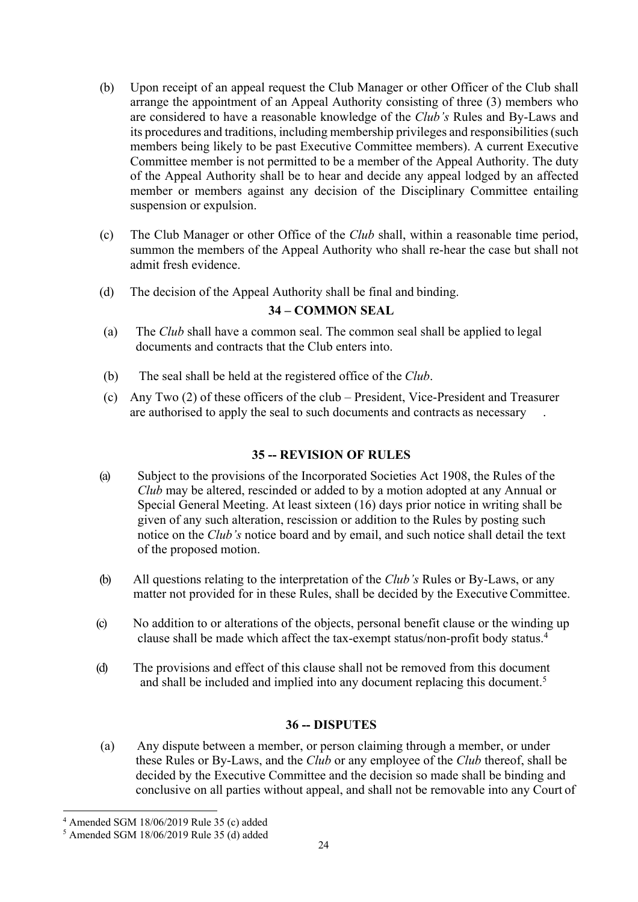(b) Upon receipt of an appeal request the Club Manager or other Officer of the Club shall arrange the appointment of an Appeal Authority consisting of three (3) members who are considered to have a reasonable knowledge of the *Club's* Rules and By-Laws and its procedures and traditions, including membership privileges and responsibilities (such members being likely to be past Executive Committee members). A current Executive Committee member is not permitted to be a member of the Appeal Authority. The duty of the Appeal Authority shall be to hear and decide any appeal lodged by an affected member or members against any decision of the Disciplinary Committee entailing suspension or expulsion.

(c) The Club Manager or other Office of the *Club* shall, within a reasonable time period, summon the members of the Appeal Authority who shall re-hear the case but shall not admit fresh evidence.

(d) The decision of the Appeal Authority shall be final and binding.

## 34 – COMMON SEAL

(a) The *Club* shall have a common seal. The common seal shall be applied to legal documents and contracts that the Club enters into.

(b) The seal shall be held at the registered office of the *Club*.

(c) Any Two (2) of these officers of the club – President, Vice-President and Treasurer are authorised to apply the seal to such documents and contracts as necessary .

## 35 -- REVISION OF RULES

(a) Subject to the provisions of the Incorporated Societies Act 1908, the Rules of the *Club* may be altered, rescinded or added to by a motion adopted at any Annual or Special General Meeting. At least sixteen (16) days prior notice in writing shall be given of any such alteration, rescission or addition to the Rules by posting such notice on the *Club's* notice board and by email, and such notice shall detail the text of the proposed motion.

(b) All questions relating to the interpretation of the *Club's* Rules or By-Laws, or any matter not provided for in these Rules, shall be decided by the Executive Committee.

(c) No addition to or alterations of the objects, personal benefit clause or the winding up clause shall be made which affect the tax-exempt status/non-profit body status.[4]

(d) The provisions and effect of this clause shall not be removed from this document and shall be included and implied into any document replacing this document.[5]

## 36 -- DISPUTES

(a) Any dispute between a member, or person claiming through a member, or under these Rules or By-Laws, and the *Club* or any employee of the *Club* thereof, shall be decided by the Executive Committee and the decision so made shall be binding and conclusive on all parties without appeal, and shall not be removable into any Court of

[4] Amended SGM 18/06/2019 Rule 35 (c) added

[5] Amended SGM 18/06/2019 Rule 35 (d) added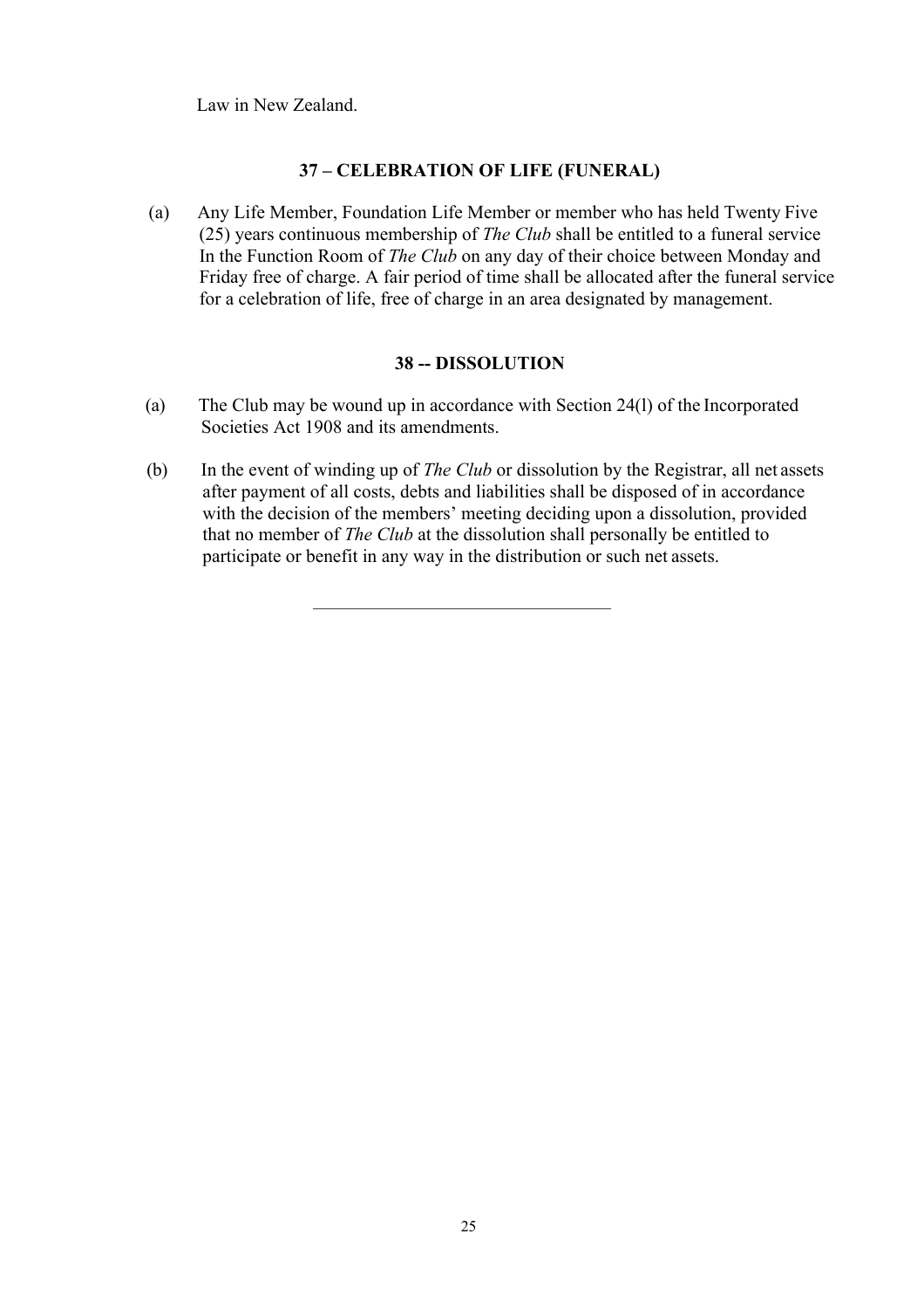Law in New Zealand.

### 37 – CELEBRATION OF LIFE (FUNERAL)

(a) Any Life Member, Foundation Life Member or member who has held Twenty Five (25) years continuous membership of *The Club* shall be entitled to a funeral service In the Function Room of *The Club* on any day of their choice between Monday and Friday free of charge. A fair period of time shall be allocated after the funeral service for a celebration of life, free of charge in an area designated by management.

### 38 -- DISSOLUTION

(a) The Club may be wound up in accordance with Section 24(l) of the Incorporated Societies Act 1908 and its amendments.

(b) In the event of winding up of *The Club* or dissolution by the Registrar, all net assets after payment of all costs, debts and liabilities shall be disposed of in accordance with the decision of the members' meeting deciding upon a dissolution, provided that no member of *The Club* at the dissolution shall personally be entitled to participate or benefit in any way in the distribution or such net assets.

---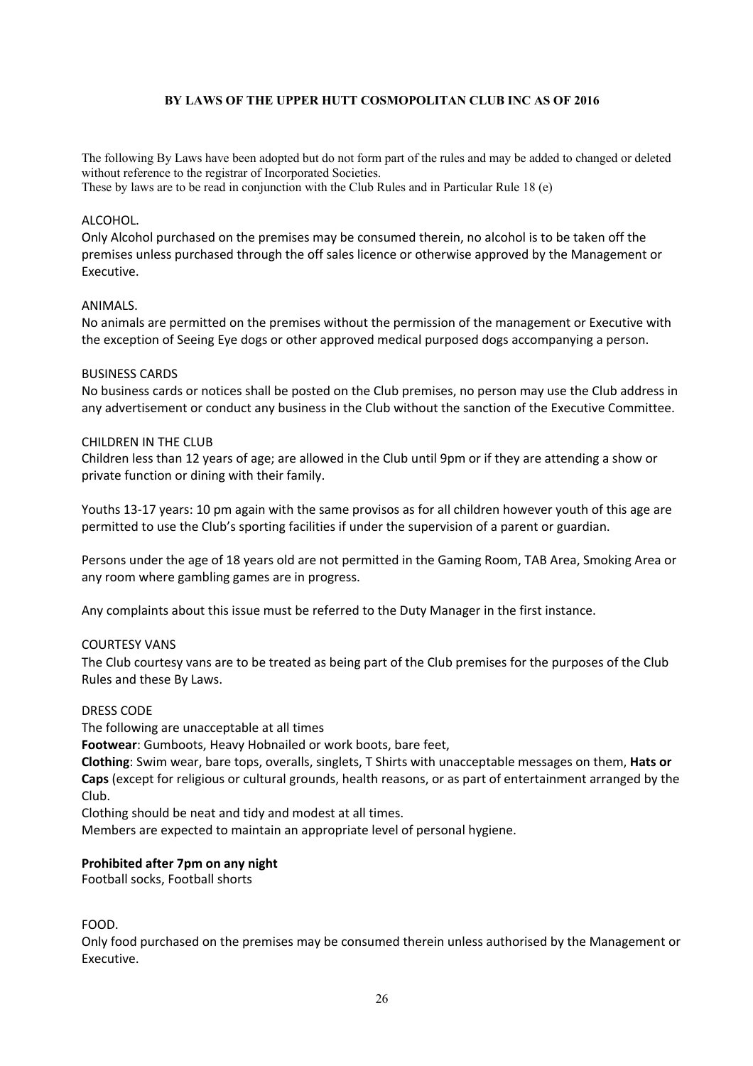# BY LAWS OF THE UPPER HUTT COSMOPOLITAN CLUB INC AS OF 2016

The following By Laws have been adopted but do not form part of the rules and may be added to changed or deleted without reference to the registrar of Incorporated Societies.
These by laws are to be read in conjunction with the Club Rules and in Particular Rule 18 (e)

## ALCOHOL.

Only Alcohol purchased on the premises may be consumed therein, no alcohol is to be taken off the premises unless purchased through the off sales licence or otherwise approved by the Management or Executive.

## ANIMALS.

No animals are permitted on the premises without the permission of the management or Executive with the exception of Seeing Eye dogs or other approved medical purposed dogs accompanying a person.

## BUSINESS CARDS

No business cards or notices shall be posted on the Club premises, no person may use the Club address in any advertisement or conduct any business in the Club without the sanction of the Executive Committee.

## CHILDREN IN THE CLUB

Children less than 12 years of age; are allowed in the Club until 9pm or if they are attending a show or private function or dining with their family.

Youths 13-17 years: 10 pm again with the same provisos as for all children however youth of this age are permitted to use the Club's sporting facilities if under the supervision of a parent or guardian.

Persons under the age of 18 years old are not permitted in the Gaming Room, TAB Area, Smoking Area or any room where gambling games are in progress.

Any complaints about this issue must be referred to the Duty Manager in the first instance.

## COURTESY VANS

The Club courtesy vans are to be treated as being part of the Club premises for the purposes of the Club Rules and these By Laws.

## DRESS CODE

The following are unacceptable at all times

**Footwear**: Gumboots, Heavy Hobnailed or work boots, bare feet,

**Clothing**: Swim wear, bare tops, overalls, singlets, T Shirts with unacceptable messages on them, **Hats or Caps** (except for religious or cultural grounds, health reasons, or as part of entertainment arranged by the Club.

Clothing should be neat and tidy and modest at all times.

Members are expected to maintain an appropriate level of personal hygiene.

**Prohibited after 7pm on any night**

Football socks, Football shorts

## FOOD.

Only food purchased on the premises may be consumed therein unless authorised by the Management or Executive.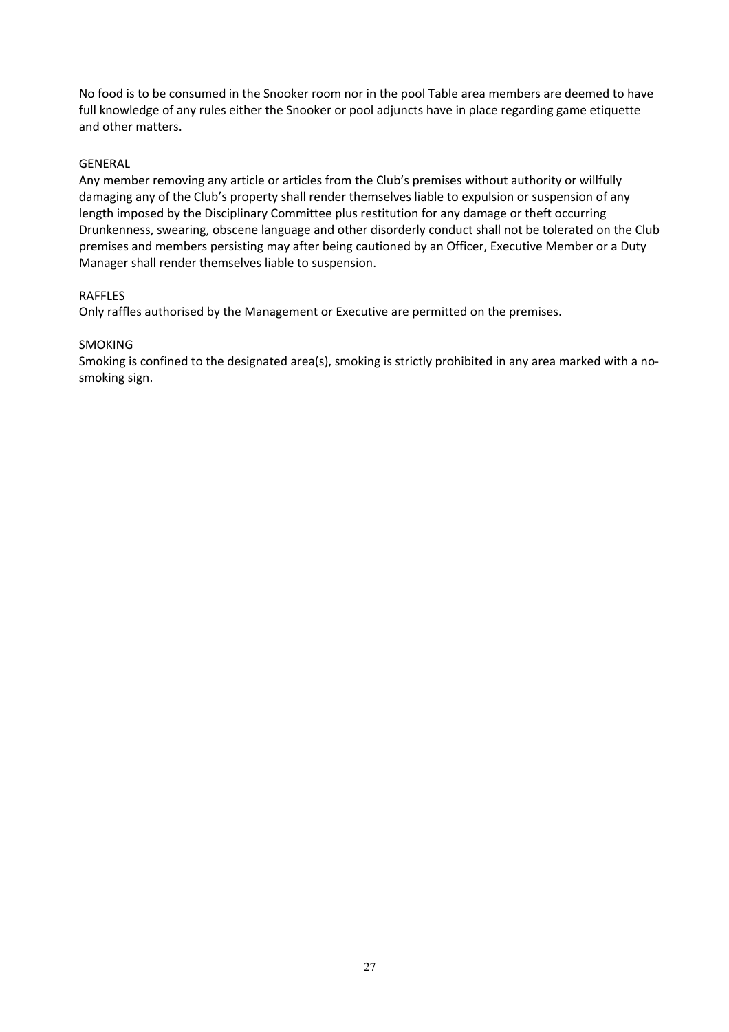No food is to be consumed in the Snooker room nor in the pool Table area members are deemed to have full knowledge of any rules either the Snooker or pool adjuncts have in place regarding game etiquette and other matters.

GENERAL

Any member removing any article or articles from the Club's premises without authority or willfully damaging any of the Club's property shall render themselves liable to expulsion or suspension of any length imposed by the Disciplinary Committee plus restitution for any damage or theft occurring Drunkenness, swearing, obscene language and other disorderly conduct shall not be tolerated on the Club premises and members persisting may after being cautioned by an Officer, Executive Member or a Duty Manager shall render themselves liable to suspension.

RAFFLES

Only raffles authorised by the Management or Executive are permitted on the premises.

SMOKING

Smoking is confined to the designated area(s), smoking is strictly prohibited in any area marked with a no-smoking sign.